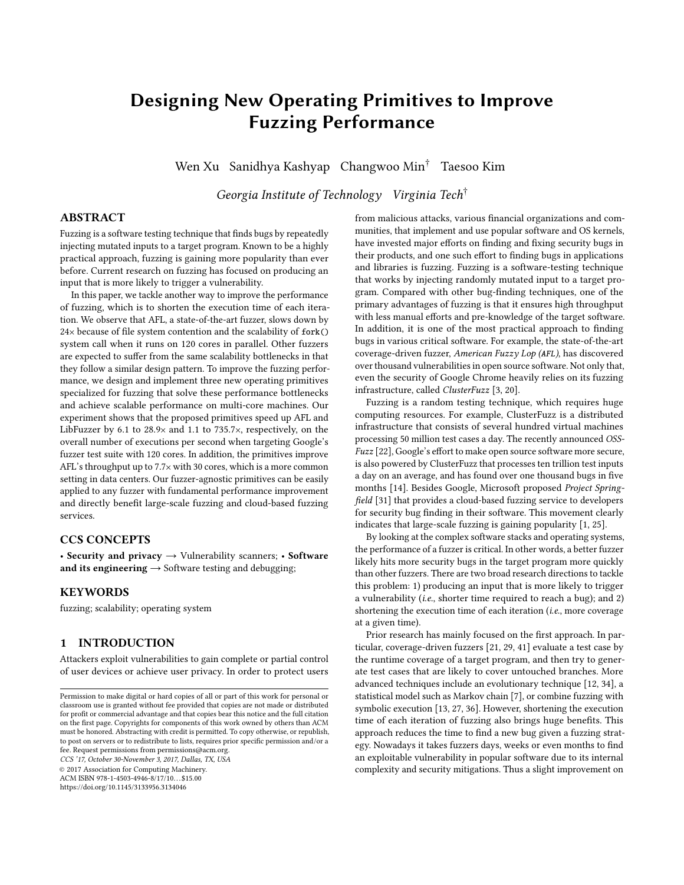# Designing New Operating Primitives to Improve Fuzzing Performance

Wen Xu Sanidhya Kashyap Changwoo Min[†] Taesoo Kim

*Georgia Institute of Technology Virginia Tech*[†]

## ABSTRACT

Fuzzing is a software testing technique that finds bugs by repeatedly injecting mutated inputs to a target program. Known to be a highly practical approach, fuzzing is gaining more popularity than ever before. Current research on fuzzing has focused on producing an input that is more likely to trigger a vulnerability.

In this paper, we tackle another way to improve the performance of fuzzing, which is to shorten the execution time of each iteration. We observe that AFL, a state-of-the-art fuzzer, slows down by 24× because of file system contention and the scalability of `fork()` system call when it runs on 120 cores in parallel. Other fuzzers are expected to suffer from the same scalability bottlenecks in that they follow a similar design pattern. To improve the fuzzing performance, we design and implement three new operating primitives specialized for fuzzing that solve these performance bottlenecks and achieve scalable performance on multi-core machines. Our experiment shows that the proposed primitives speed up AFL and LibFuzzer by 6.1 to 28.9× and 1.1 to 735.7×, respectively, on the overall number of executions per second when targeting Google's fuzzer test suite with 120 cores. In addition, the primitives improve AFL's throughput up to 7.7× with 30 cores, which is a more common setting in data centers. Our fuzzer-agnostic primitives can be easily applied to any fuzzer with fundamental performance improvement and directly benefit large-scale fuzzing and cloud-based fuzzing services.

## CCS CONCEPTS

• **Security and privacy** → Vulnerability scanners; • **Software and its engineering** → Software testing and debugging;

## KEYWORDS

fuzzing; scalability; operating system

## 1 INTRODUCTION

Attackers exploit vulnerabilities to gain complete or partial control of user devices or achieve user privacy. In order to protect users from malicious attacks, various financial organizations and communities, that implement and use popular software and OS kernels, have invested major efforts on finding and fixing security bugs in their products, and one such effort to finding bugs in applications and libraries is fuzzing. Fuzzing is a software-testing technique that works by injecting randomly mutated input to a target program. Compared with other bug-finding techniques, one of the primary advantages of fuzzing is that it ensures high throughput with less manual efforts and pre-knowledge of the target software. In addition, it is one of the most practical approach to finding bugs in various critical software. For example, the state-of-the-art coverage-driven fuzzer, *American Fuzzy Lop (AFL)*, has discovered over thousand vulnerabilities in open source software. Not only that, even the security of Google Chrome heavily relies on its fuzzing infrastructure, called *ClusterFuzz* [3, 20].

Fuzzing is a random testing technique, which requires huge computing resources. For example, ClusterFuzz is a distributed infrastructure that consists of several hundred virtual machines processing 50 million test cases a day. The recently announced *OSS-Fuzz* [22], Google's effort to make open source software more secure, is also powered by ClusterFuzz that processes ten trillion test inputs a day on an average, and has found over one thousand bugs in five months [14]. Besides Google, Microsoft proposed *Project Springfield* [31] that provides a cloud-based fuzzing service to developers for security bug finding in their software. This movement clearly indicates that large-scale fuzzing is gaining popularity [1, 25].

By looking at the complex software stacks and operating systems, the performance of a fuzzer is critical. In other words, a better fuzzer likely hits more security bugs in the target program more quickly than other fuzzers. There are two broad research directions to tackle this problem: 1) producing an input that is more likely to trigger a vulnerability (*i.e.*, shorter time required to reach a bug); and 2) shortening the execution time of each iteration (*i.e.*, more coverage at a given time).

Prior research has mainly focused on the first approach. In particular, coverage-driven fuzzers [21, 29, 41] evaluate a test case by the runtime coverage of a target program, and then try to generate test cases that are likely to cover untouched branches. More advanced techniques include an evolutionary technique [12, 34], a statistical model such as Markov chain [7], or combine fuzzing with symbolic execution [13, 27, 36]. However, shortening the execution time of each iteration of fuzzing also brings huge benefits. This approach reduces the time to find a new bug given a fuzzing strategy. Nowadays it takes fuzzers days, weeks or even months to find an exploitable vulnerability in popular software due to its internal complexity and security mitigations. Thus a slight improvement on

Permission to make digital or hard copies of all or part of this work for personal or classroom use is granted without fee provided that copies are not made or distributed for profit or commercial advantage and that copies bear this notice and the full citation on the first page. Copyrights for components of this work owned by others than ACM must be honored. Abstracting with credit is permitted. To copy otherwise, or republish, to post on servers or to redistribute to lists, requires prior specific permission and/or a fee. Request permissions from permissions@acm.org.
*CCS '17, October 30-November 3, 2017, Dallas, TX, USA*
© 2017 Association for Computing Machinery.
ACM ISBN 978-1-4503-4946-8/17/10...$15.00
https://doi.org/10.1145/3133956.3134046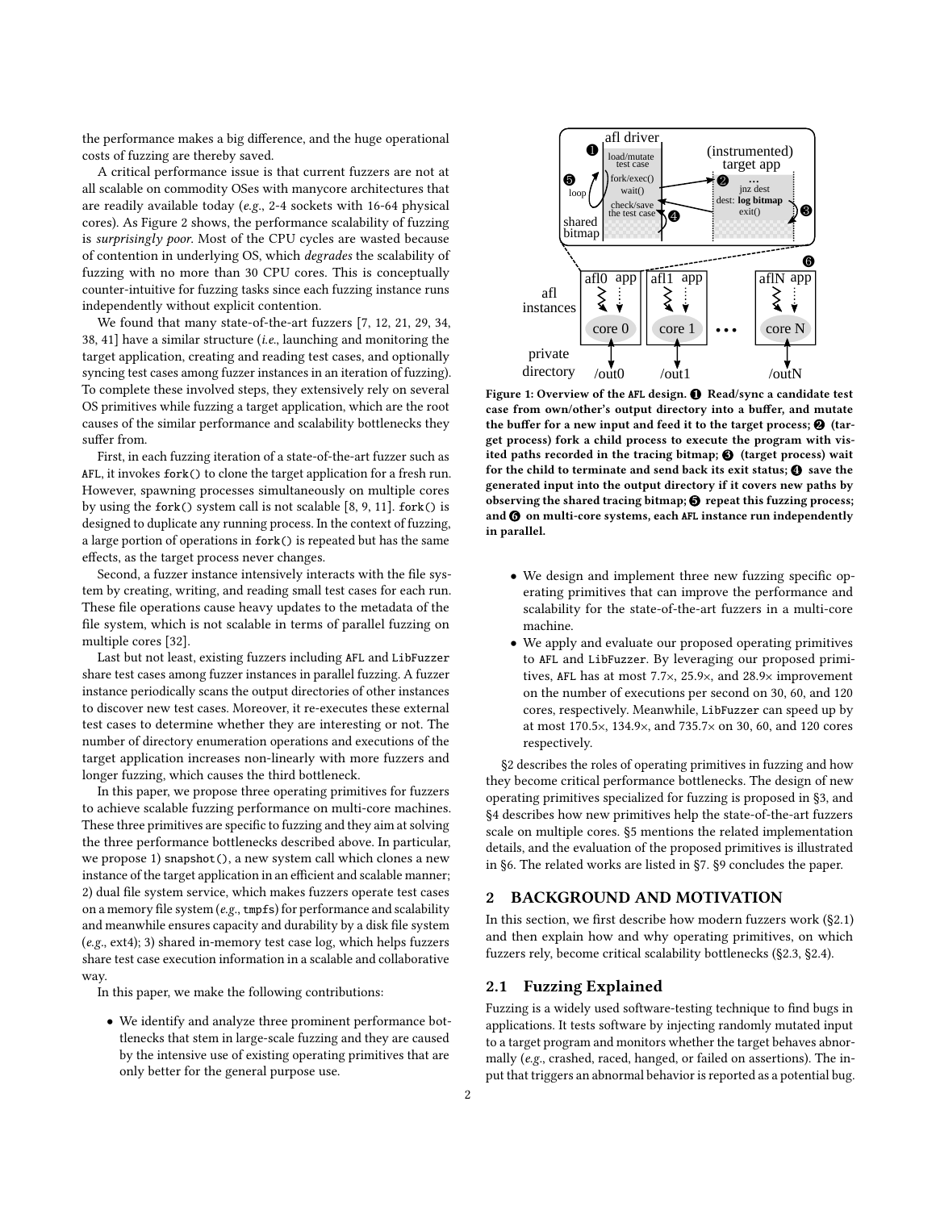the performance makes a big difference, and the huge operational costs of fuzzing are thereby saved.

A critical performance issue is that current fuzzers are not at all scalable on commodity OSes with manycore architectures that are readily available today (*e.g.*, 2-4 sockets with 16-64 physical cores). As Figure 2 shows, the performance scalability of fuzzing is *surprisingly poor*. Most of the CPU cycles are wasted because of contention in underlying OS, which *degrades* the scalability of fuzzing with no more than 30 CPU cores. This is conceptually counter-intuitive for fuzzing tasks since each fuzzing instance runs independently without explicit contention.

We found that many state-of-the-art fuzzers [7, 12, 21, 29, 34, 38, 41] have a similar structure (*i.e.*, launching and monitoring the target application, creating and reading test cases, and optionally syncing test cases among fuzzer instances in an iteration of fuzzing). To complete these involved steps, they extensively rely on several OS primitives while fuzzing a target application, which are the root causes of the similar performance and scalability bottlenecks they suffer from.

First, in each fuzzing iteration of a state-of-the-art fuzzer such as `AFL`, it invokes `fork()` to clone the target application for a fresh run. However, spawning processes simultaneously on multiple cores by using the `fork()` system call is not scalable [8, 9, 11]. `fork()` is designed to duplicate any running process. In the context of fuzzing, a large portion of operations in `fork()` is repeated but has the same effects, as the target process never changes.

Second, a fuzzer instance intensively interacts with the file system by creating, writing, and reading small test cases for each run. These file operations cause heavy updates to the metadata of the file system, which is not scalable in terms of parallel fuzzing on multiple cores [32].

Last but not least, existing fuzzers including `AFL` and `LibFuzzer` share test cases among fuzzer instances in parallel fuzzing. A fuzzer instance periodically scans the output directories of other instances to discover new test cases. Moreover, it re-executes these external test cases to determine whether they are interesting or not. The number of directory enumeration operations and executions of the target application increases non-linearly with more fuzzers and longer fuzzing, which causes the third bottleneck.

In this paper, we propose three operating primitives for fuzzers to achieve scalable fuzzing performance on multi-core machines. These three primitives are specific to fuzzing and they aim at solving the three performance bottlenecks described above. In particular, we propose 1) `snapshot()`, a new system call which clones a new instance of the target application in an efficient and scalable manner; 2) dual file system service, which makes fuzzers operate test cases on a memory file system (*e.g.*, `tmpfs`) for performance and scalability and meanwhile ensures capacity and durability by a disk file system (*e.g.*, ext4); 3) shared in-memory test case log, which helps fuzzers share test case execution information in a scalable and collaborative way.

In this paper, we make the following contributions:

- We identify and analyze three prominent performance bottlenecks that stem in large-scale fuzzing and they are caused by the intensive use of existing operating primitives that are only better for the general purpose use.

**Figure 1: Overview of the `AFL` design. ❶ Read/sync a candidate test case from own/other's output directory into a buffer, and mutate the buffer for a new input and feed it to the target process; ❷ (target process) fork a child process to execute the program with visited paths recorded in the tracing bitmap; ❸ (target process) wait for the child to terminate and send back its exit status; ❹ save the generated input into the output directory if it covers new paths by observing the shared tracing bitmap; ❺ repeat this fuzzing process; and ❻ on multi-core systems, each `AFL` instance run independently in parallel.**

- We design and implement three new fuzzing specific operating primitives that can improve the performance and scalability for the state-of-the-art fuzzers in a multi-core machine.
- We apply and evaluate our proposed operating primitives to `AFL` and `LibFuzzer`. By leveraging our proposed primitives, `AFL` has at most 7.7×, 25.9×, and 28.9× improvement on the number of executions per second on 30, 60, and 120 cores, respectively. Meanwhile, `LibFuzzer` can speed up by at most 170.5×, 134.9×, and 735.7× on 30, 60, and 120 cores respectively.

§2 describes the roles of operating primitives in fuzzing and how they become critical performance bottlenecks. The design of new operating primitives specialized for fuzzing is proposed in §3, and §4 describes how new primitives help the state-of-the-art fuzzers scale on multiple cores. §5 mentions the related implementation details, and the evaluation of the proposed primitives is illustrated in §6. The related works are listed in §7. §9 concludes the paper.

## 2 BACKGROUND AND MOTIVATION

In this section, we first describe how modern fuzzers work (§2.1) and then explain how and why operating primitives, on which fuzzers rely, become critical scalability bottlenecks (§2.3, §2.4).

### 2.1 Fuzzing Explained

Fuzzing is a widely used software-testing technique to find bugs in applications. It tests software by injecting randomly mutated input to a target program and monitors whether the target behaves abnormally (*e.g.*, crashed, raced, hanged, or failed on assertions). The input that triggers an abnormal behavior is reported as a potential bug.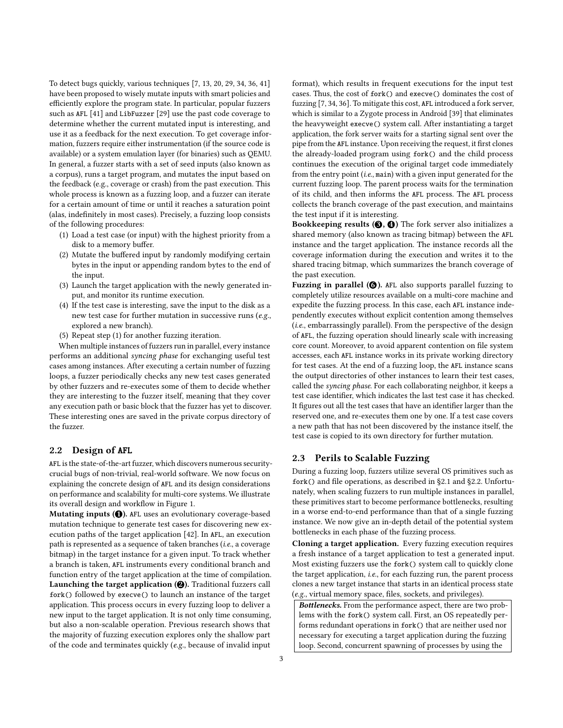To detect bugs quickly, various techniques [7, 13, 20, 29, 34, 36, 41] have been proposed to wisely mutate inputs with smart policies and efficiently explore the program state. In particular, popular fuzzers such as `AFL` [41] and `LibFuzzer` [29] use the past code coverage to determine whether the current mutated input is interesting, and use it as a feedback for the next execution. To get coverage information, fuzzers require either instrumentation (if the source code is available) or a system emulation layer (for binaries) such as QEMU. In general, a fuzzer starts with a set of seed inputs (also known as a corpus), runs a target program, and mutates the input based on the feedback (e.g., coverage or crash) from the past execution. This whole process is known as a fuzzing loop, and a fuzzer can iterate for a certain amount of time or until it reaches a saturation point (alas, indefinitely in most cases). Precisely, a fuzzing loop consists of the following procedures:

1. Load a test case (or input) with the highest priority from a disk to a memory buffer.
2. Mutate the buffered input by randomly modifying certain bytes in the input or appending random bytes to the end of the input.
3. Launch the target application with the newly generated input, and monitor its runtime execution.
4. If the test case is interesting, save the input to the disk as a new test case for further mutation in successive runs (*e.g.*, explored a new branch).
5. Repeat step (1) for another fuzzing iteration.

When multiple instances of fuzzers run in parallel, every instance performs an additional *syncing phase* for exchanging useful test cases among instances. After executing a certain number of fuzzing loops, a fuzzer periodically checks any new test cases generated by other fuzzers and re-executes some of them to decide whether they are interesting to the fuzzer itself, meaning that they cover any execution path or basic block that the fuzzer has yet to discover. These interesting ones are saved in the private corpus directory of the fuzzer.

## 2.2 Design of AFL

`AFL` is the state-of-the-art fuzzer, which discovers numerous security-crucial bugs of non-trivial, real-world software. We now focus on explaining the concrete design of `AFL` and its design considerations on performance and scalability for multi-core systems. We illustrate its overall design and workflow in Figure 1.

**Mutating inputs (❶).** `AFL` uses an evolutionary coverage-based mutation technique to generate test cases for discovering new execution paths of the target application [42]. In `AFL`, an execution path is represented as a sequence of taken branches (*i.e.*, a coverage bitmap) in the target instance for a given input. To track whether a branch is taken, `AFL` instruments every conditional branch and function entry of the target application at the time of compilation.

**Launching the target application (❷).** Traditional fuzzers call `fork()` followed by `execve()` to launch an instance of the target application. This process occurs in every fuzzing loop to deliver a new input to the target application. It is not only time consuming, but also a non-scalable operation. Previous research shows that the majority of fuzzing execution explores only the shallow part of the code and terminates quickly (*e.g.*, because of invalid input format), which results in frequent executions for the input test cases. Thus, the cost of `fork()` and `execve()` dominates the cost of fuzzing [7, 34, 36]. To mitigate this cost, `AFL` introduced a fork server, which is similar to a Zygote process in Android [39] that eliminates the heavyweight `execve()` system call. After instantiating a target application, the fork server waits for a starting signal sent over the pipe from the `AFL` instance. Upon receiving the request, it first clones the already-loaded program using `fork()` and the child process continues the execution of the original target code immediately from the entry point (*i.e.*, `main`) with a given input generated for the current fuzzing loop. The parent process waits for the termination of its child, and then informs the `AFL` process. The `AFL` process collects the branch coverage of the past execution, and maintains the test input if it is interesting.

**Bookkeeping results (❸, ❹)** The fork server also initializes a shared memory (also known as tracing bitmap) between the `AFL` instance and the target application. The instance records all the coverage information during the execution and writes it to the shared tracing bitmap, which summarizes the branch coverage of the past execution.

**Fuzzing in parallel (❻).** `AFL` also supports parallel fuzzing ❻ to completely utilize resources available on a multi-core machine and expedite the fuzzing process. In this case, each `AFL` instance independently executes without explicit contention among themselves (*i.e.*, embarrassingly parallel). From the perspective of the design of `AFL`, the fuzzing operation should linearly scale with increasing core count. Moreover, to avoid apparent contention on file system accesses, each `AFL` instance works in its private working directory for test cases. At the end of a fuzzing loop, the `AFL` instance scans the output directories of other instances to learn their test cases, called the *syncing phase*. For each collaborating neighbor, it keeps a test case identifier, which indicates the last test case it has checked. It figures out all the test cases that have an identifier larger than the reserved one, and re-executes them one by one. If a test case covers a new path that has not been discovered by the instance itself, the test case is copied to its own directory for further mutation.

## 2.3 Perils to Scalable Fuzzing

During a fuzzing loop, fuzzers utilize several OS primitives such as `fork()` and file operations, as described in §2.1 and §2.2. Unfortunately, when scaling fuzzers to run multiple instances in parallel, these primitives start to become performance bottlenecks, resulting in a worse end-to-end performance than that of a single fuzzing instance. We now give an in-depth detail of the potential system bottlenecks in each phase of the fuzzing process.

**Cloning a target application.** Every fuzzing execution requires a fresh instance of a target application to test a generated input. Most existing fuzzers use the `fork()` system call to quickly clone the target application, *i.e.*, for each fuzzing run, the parent process clones a new target instance that starts in an identical process state (*e.g.*, virtual memory space, files, sockets, and privileges).

> ***Bottlenecks.*** From the performance aspect, there are two problems with the `fork()` system call. First, an OS repeatedly performs redundant operations in `fork()` that are neither used nor necessary for executing a target application during the fuzzing loop. Second, concurrent spawning of processes by using the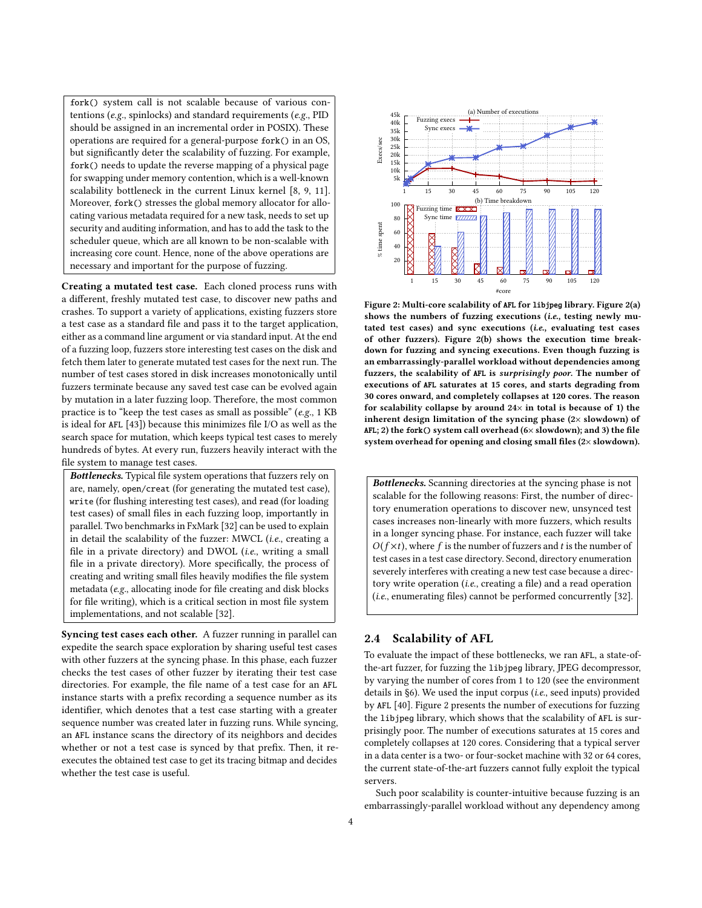fork() system call is not scalable because of various contentions (*e.g.*, spinlocks) and standard requirements (*e.g.*, PID should be assigned in an incremental order in POSIX). These operations are required for a general-purpose fork() in an OS, but significantly deter the scalability of fuzzing. For example, fork() needs to update the reverse mapping of a physical page for swapping under memory contention, which is a well-known scalability bottleneck in the current Linux kernel [8, 9, 11]. Moreover, fork() stresses the global memory allocator for allocating various metadata required for a new task, needs to set up security and auditing information, and has to add the task to the scheduler queue, which are all known to be non-scalable with increasing core count. Hence, none of the above operations are necessary and important for the purpose of fuzzing.

**Creating a mutated test case.** Each cloned process runs with a different, freshly mutated test case, to discover new paths and crashes. To support a variety of applications, existing fuzzers store a test case as a standard file and pass it to the target application, either as a command line argument or via standard input. At the end of a fuzzing loop, fuzzers store interesting test cases on the disk and fetch them later to generate mutated test cases for the next run. The number of test cases stored in disk increases monotonically until fuzzers terminate because any saved test case can be evolved again by mutation in a later fuzzing loop. Therefore, the most common practice is to "keep the test cases as small as possible" (*e.g.*, 1 KB is ideal for AFL [43]) because this minimizes file I/O as well as the search space for mutation, which keeps typical test cases to merely hundreds of bytes. At every run, fuzzers heavily interact with the file system to manage test cases.

***Bottlenecks.*** Typical file system operations that fuzzers rely on are, namely, open/creat (for generating the mutated test case), write (for flushing interesting test cases), and read (for loading test cases) of small files in each fuzzing loop, importantly in parallel. Two benchmarks in FxMark [32] can be used to explain in detail the scalability of the fuzzer: MWCL (*i.e.*, creating a file in a private directory) and DWOL (*i.e.*, writing a small file in a private directory). More specifically, the process of creating and writing small files heavily modifies the file system metadata (*e.g.*, allocating inode for file creating and disk blocks for file writing), which is a critical section in most file system implementations, and not scalable [32].

**Syncing test cases each other.** A fuzzer running in parallel can expedite the search space exploration by sharing useful test cases with other fuzzers at the syncing phase. In this phase, each fuzzer checks the test cases of other fuzzer by iterating their test case directories. For example, the file name of a test case for an AFL instance starts with a prefix recording a sequence number as its identifier, which denotes that a test case starting with a greater sequence number was created later in fuzzing runs. While syncing, an AFL instance scans the directory of its neighbors and decides whether or not a test case is synced by that prefix. Then, it re-executes the obtained test case to get its tracing bitmap and decides whether the test case is useful.

**Figure 2: Multi-core scalability of AFL for libjpeg library. Figure 2(a) shows the numbers of fuzzing executions (*i.e.*, testing newly mutated test cases) and sync executions (*i.e.*, evaluating test cases of other fuzzers). Figure 2(b) shows the execution time breakdown for fuzzing and syncing executions. Even though fuzzing is an embarrassingly-parallel workload without dependencies among fuzzers, the scalability of AFL is *surprisingly poor*. The number of executions of AFL saturates at 15 cores, and starts degrading from 30 cores onward, and completely collapses at 120 cores. The reason for scalability collapse by around 24× in total is because of 1) the inherent design limitation of the syncing phase (2× slowdown) of AFL; 2) the fork() system call overhead (6× slowdown); and 3) the file system overhead for opening and closing small files (2× slowdown).**

***Bottlenecks.*** Scanning directories at the syncing phase is not scalable for the following reasons: First, the number of directory enumeration operations to discover new, unsynced test cases increases non-linearly with more fuzzers, which results in a longer syncing phase. For instance, each fuzzer will take $O(f \times t)$, where $f$ is the number of fuzzers and $t$ is the number of test cases in a test case directory. Second, directory enumeration severely interferes with creating a new test case because a directory write operation (*i.e.*, creating a file) and a read operation (*i.e.*, enumerating files) cannot be performed concurrently [32].

## 2.4 Scalability of AFL

To evaluate the impact of these bottlenecks, we ran AFL, a state-of-the-art fuzzer, for fuzzing the libjpeg library, JPEG decompressor, by varying the number of cores from 1 to 120 (see the environment details in §6). We used the input corpus (*i.e.*, seed inputs) provided by AFL [40]. Figure 2 presents the number of executions for fuzzing the libjpeg library, which shows that the scalability of AFL is surprisingly poor. The number of executions saturates at 15 cores and completely collapses at 120 cores. Considering that a typical server in a data center is a two- or four-socket machine with 32 or 64 cores, the current state-of-the-art fuzzers cannot fully exploit the typical servers.

Such poor scalability is counter-intuitive because fuzzing is an embarrassingly-parallel workload without any dependency among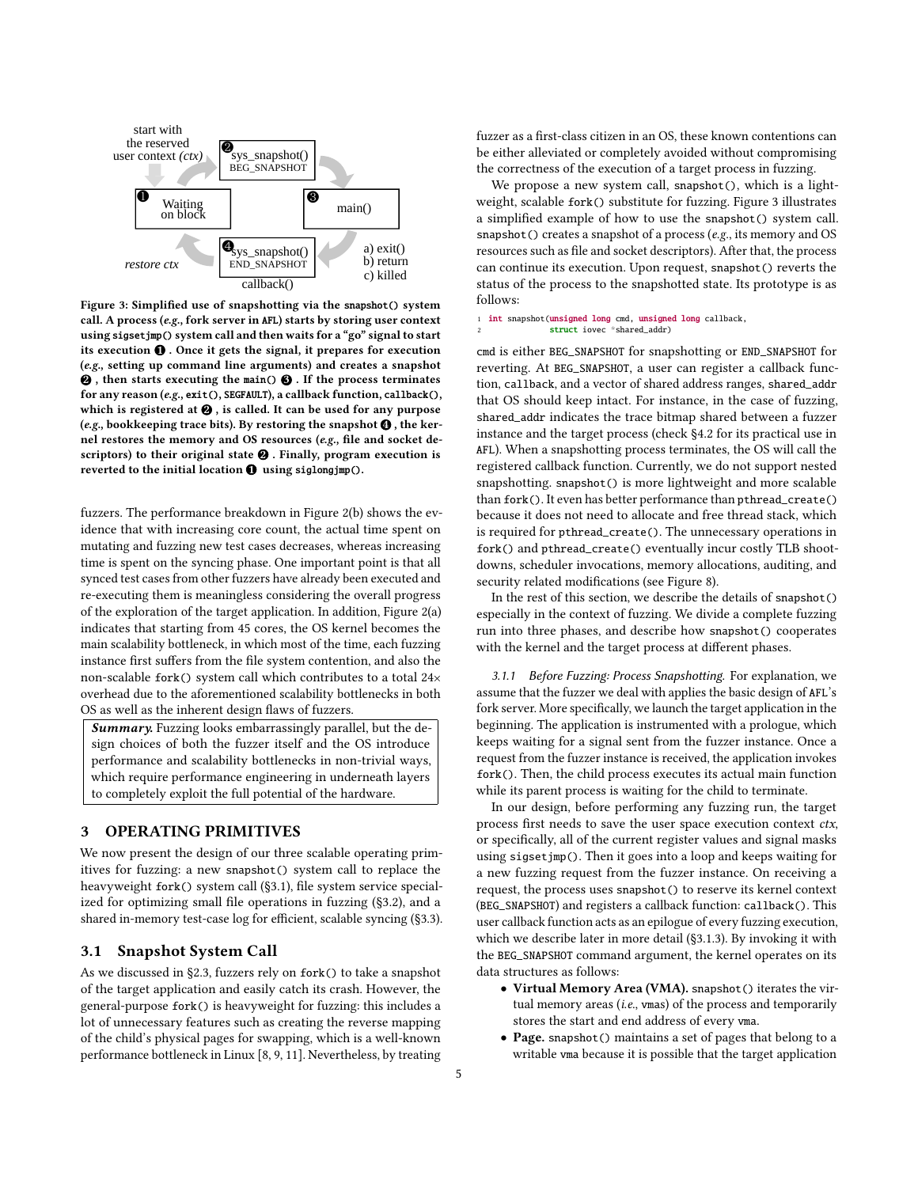Figure 3: Simplified use of snapshotting via the `snapshot()` system call. A process (*e.g.*, fork server in AFL) starts by storing user context using `sigsetjmp()` system call and then waits for a "go" signal to start its execution ❶. Once it gets the signal, it prepares for execution (*e.g.*, setting up command line arguments) and creates a snapshot ❷, then starts executing the `main()` ❸. If the process terminates for any reason (*e.g.*, `exit()`, SEGFAULT), a callback function, `callback()`, which is registered at ❷, is called. It can be used for any purpose (*e.g.*, bookkeeping trace bits). By restoring the snapshot ❹, the kernel restores the memory and OS resources (*e.g.*, file and socket descriptors) to their original state ❷. Finally, program execution is reverted to the initial location ❶ using `siglongjmp()`.

fuzzers. The performance breakdown in Figure 2(b) shows the evidence that with increasing core count, the actual time spent on mutating and fuzzing new test cases decreases, whereas increasing time is spent on the syncing phase. One important point is that all synced test cases from other fuzzers have already been executed and re-executing them is meaningless considering the overall progress of the exploration of the target application. In addition, Figure 2(a) indicates that starting from 45 cores, the OS kernel becomes the main scalability bottleneck, in which most of the time, each fuzzing instance first suffers from the file system contention, and also the non-scalable `fork()` system call which contributes to a total 24× overhead due to the aforementioned scalability bottlenecks in both OS as well as the inherent design flaws of fuzzers.

> ***Summary.*** Fuzzing looks embarrassingly parallel, but the design choices of both the fuzzer itself and the OS introduce performance and scalability bottlenecks in non-trivial ways, which require performance engineering in underneath layers to completely exploit the full potential of the hardware.

## 3 OPERATING PRIMITIVES

We now present the design of our three scalable operating primitives for fuzzing: a new `snapshot()` system call to replace the heavyweight `fork()` system call (§3.1), file system service specialized for optimizing small file operations in fuzzing (§3.2), and a shared in-memory test-case log for efficient, scalable syncing (§3.3).

### 3.1 Snapshot System Call

As we discussed in §2.3, fuzzers rely on `fork()` to take a snapshot of the target application and easily catch its crash. However, the general-purpose `fork()` is heavyweight for fuzzing: this includes a lot of unnecessary features such as creating the reverse mapping of the child's physical pages for swapping, which is a well-known performance bottleneck in Linux [8, 9, 11]. Nevertheless, by treating fuzzer as a first-class citizen in an OS, these known contentions can be either alleviated or completely avoided without compromising the correctness of the execution of a target process in fuzzing.

We propose a new system call, `snapshot()`, which is a lightweight, scalable `fork()` substitute for fuzzing. Figure 3 illustrates a simplified example of how to use the `snapshot()` system call. `snapshot()` creates a snapshot of a process (*e.g.*, its memory and OS resources such as file and socket descriptors). After that, the process can continue its execution. Upon request, `snapshot()` reverts the status of the process to the snapshotted state. Its prototype is as follows:

```
1 int snapshot(unsigned long cmd, unsigned long callback,
2              struct iovec *shared_addr)
```

`cmd` is either `BEG_SNAPSHOT` for snapshotting or `END_SNAPSHOT` for reverting. At `BEG_SNAPSHOT`, a user can register a callback function, `callback`, and a vector of shared address ranges, `shared_addr` that OS should keep intact. For instance, in the case of fuzzing, `shared_addr` indicates the trace bitmap shared between a fuzzer instance and the target process (check §4.2 for its practical use in AFL). When a snapshotting process terminates, the OS will call the registered callback function. Currently, we do not support nested snapshotting. `snapshot()` is more lightweight and more scalable than `fork()`. It even has better performance than `pthread_create()` because it does not need to allocate and free thread stack, which is required for `pthread_create()`. The unnecessary operations in `fork()` and `pthread_create()` eventually incur costly TLB shootdowns, scheduler invocations, memory allocations, auditing, and security related modifications (see Figure 8).

In the rest of this section, we describe the details of `snapshot()` especially in the context of fuzzing. We divide a complete fuzzing run into three phases, and describe how `snapshot()` cooperates with the kernel and the target process at different phases.

*3.1.1 Before Fuzzing: Process Snapshotting.* For explanation, we assume that the fuzzer we deal with applies the basic design of AFL's fork server. More specifically, we launch the target application in the beginning. The application is instrumented with a prologue, which keeps waiting for a signal sent from the fuzzer instance. Once a request from the fuzzer instance is received, the application invokes `fork()`. Then, the child process executes its actual main function while its parent process is waiting for the child to terminate.

In our design, before performing any fuzzing run, the target process first needs to save the user space execution context *ctx*, or specifically, all of the current register values and signal masks using `sigsetjmp()`. Then it goes into a loop and keeps waiting for a new fuzzing request from the fuzzer instance. On receiving a request, the process uses `snapshot()` to reserve its kernel context (`BEG_SNAPSHOT`) and registers a callback function: `callback()`. This user callback function acts as an epilogue of every fuzzing execution, which we describe later in more detail (§3.1.3). By invoking it with the `BEG_SNAPSHOT` command argument, the kernel operates on its data structures as follows:

- **Virtual Memory Area (VMA).** `snapshot()` iterates the virtual memory areas (*i.e.*, `vma`s) of the process and temporarily stores the start and end address of every `vma`.
- **Page.** `snapshot()` maintains a set of pages that belong to a writable `vma` because it is possible that the target application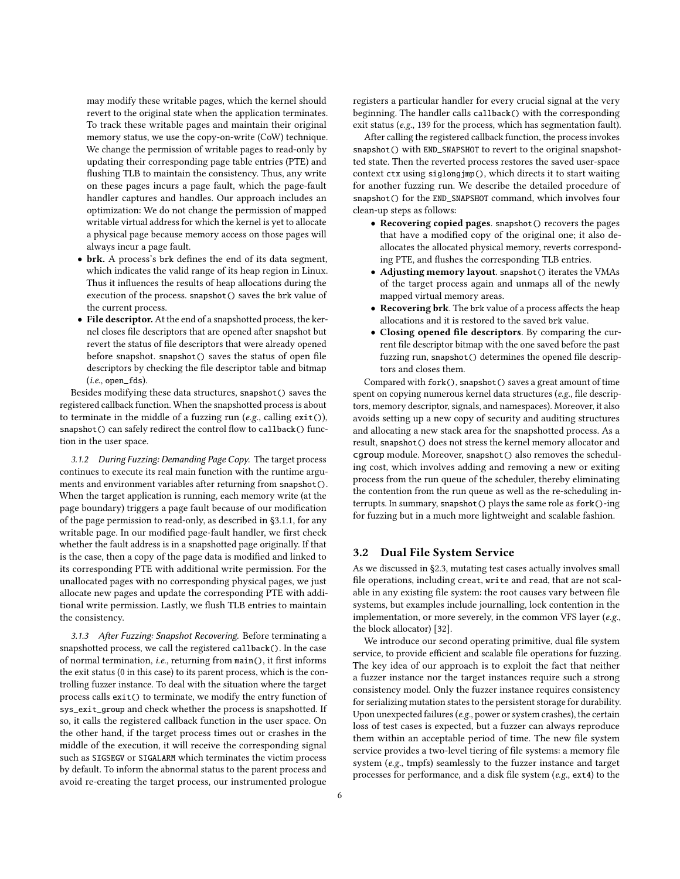may modify these writable pages, which the kernel should revert to the original state when the application terminates. To track these writable pages and maintain their original memory status, we use the copy-on-write (CoW) technique. We change the permission of writable pages to read-only by updating their corresponding page table entries (PTE) and flushing TLB to maintain the consistency. Thus, any write on these pages incurs a page fault, which the page-fault handler captures and handles. Our approach includes an optimization: We do not change the permission of mapped writable virtual address for which the kernel is yet to allocate a physical page because memory access on those pages will always incur a page fault.

- **brk.** A process's `brk` defines the end of its data segment, which indicates the valid range of its heap region in Linux. Thus it influences the results of heap allocations during the execution of the process. `snapshot()` saves the `brk` value of the current process.
- **File descriptor.** At the end of a snapshotted process, the kernel closes file descriptors that are opened after snapshot but revert the status of file descriptors that were already opened before snapshot. `snapshot()` saves the status of open file descriptors by checking the file descriptor table and bitmap (*i.e.*, `open_fds`).

Besides modifying these data structures, `snapshot()` saves the registered callback function. When the snapshotted process is about to terminate in the middle of a fuzzing run (*e.g.*, calling `exit()`), `snapshot()` can safely redirect the control flow to `callback()` function in the user space.

*3.1.2 During Fuzzing: Demanding Page Copy.* The target process continues to execute its real main function with the runtime arguments and environment variables after returning from `snapshot()`. When the target application is running, each memory write (at the page boundary) triggers a page fault because of our modification of the page permission to read-only, as described in §3.1.1, for any writable page. In our modified page-fault handler, we first check whether the fault address is in a snapshotted page originally. If that is the case, then a copy of the page data is modified and linked to its corresponding PTE with additional write permission. For the unallocated pages with no corresponding physical pages, we just allocate new pages and update the corresponding PTE with additional write permission. Lastly, we flush TLB entries to maintain the consistency.

*3.1.3 After Fuzzing: Snapshot Recovering.* Before terminating a snapshotted process, we call the registered `callback()`. In the case of normal termination, *i.e.*, returning from `main()`, it first informs the exit status (0 in this case) to its parent process, which is the controlling fuzzer instance. To deal with the situation where the target process calls `exit()` to terminate, we modify the entry function of `sys_exit_group` and check whether the process is snapshotted. If so, it calls the registered callback function in the user space. On the other hand, if the target process times out or crashes in the middle of the execution, it will receive the corresponding signal such as `SIGSEGV` or `SIGALARM` which terminates the victim process by default. To inform the abnormal status to the parent process and avoid re-creating the target process, our instrumented prologue registers a particular handler for every crucial signal at the very beginning. The handler calls `callback()` with the corresponding exit status (*e.g.*, 139 for the process, which has segmentation fault).

After calling the registered callback function, the process invokes `snapshot()` with `END_SNAPSHOT` to revert to the original snapshotted state. Then the reverted process restores the saved user-space context `ctx` using `siglongjmp()`, which directs it to start waiting for another fuzzing run. We describe the detailed procedure of `snapshot()` for the `END_SNAPSHOT` command, which involves four clean-up steps as follows:

- **Recovering copied pages**. `snapshot()` recovers the pages that have a modified copy of the original one; it also deallocates the allocated physical memory, reverts corresponding PTE, and flushes the corresponding TLB entries.
- **Adjusting memory layout**. `snapshot()` iterates the VMAs of the target process again and unmaps all of the newly mapped virtual memory areas.
- **Recovering brk**. The `brk` value of a process affects the heap allocations and it is restored to the saved `brk` value.
- **Closing opened file descriptors**. By comparing the current file descriptor bitmap with the one saved before the past fuzzing run, `snapshot()` determines the opened file descriptors and closes them.

Compared with `fork()`, `snapshot()` saves a great amount of time spent on copying numerous kernel data structures (*e.g.*, file descriptors, memory descriptor, signals, and namespaces). Moreover, it also avoids setting up a new copy of security and auditing structures and allocating a new stack area for the snapshotted process. As a result, `snapshot()` does not stress the kernel memory allocator and `cgroup` module. Moreover, `snapshot()` also removes the scheduling cost, which involves adding and removing a new or exiting process from the run queue of the scheduler, thereby eliminating the contention from the run queue as well as the re-scheduling interrupts. In summary, `snapshot()` plays the same role as `fork()`-ing for fuzzing but in a much more lightweight and scalable fashion.

## 3.2 Dual File System Service

As we discussed in §2.3, mutating test cases actually involves small file operations, including `creat`, `write` and `read`, that are not scalable in any existing file system: the root causes vary between file systems, but examples include journalling, lock contention in the implementation, or more severely, in the common VFS layer (*e.g.*, the block allocator) [32].

We introduce our second operating primitive, dual file system service, to provide efficient and scalable file operations for fuzzing. The key idea of our approach is to exploit the fact that neither a fuzzer instance nor the target instances require such a strong consistency model. Only the fuzzer instance requires consistency for serializing mutation states to the persistent storage for durability. Upon unexpected failures (*e.g.*, power or system crashes), the certain loss of test cases is expected, but a fuzzer can always reproduce them within an acceptable period of time. The new file system service provides a two-level tiering of file systems: a memory file system (*e.g.*, tmpfs) seamlessly to the fuzzer instance and target processes for performance, and a disk file system (*e.g.*, `ext4`) to the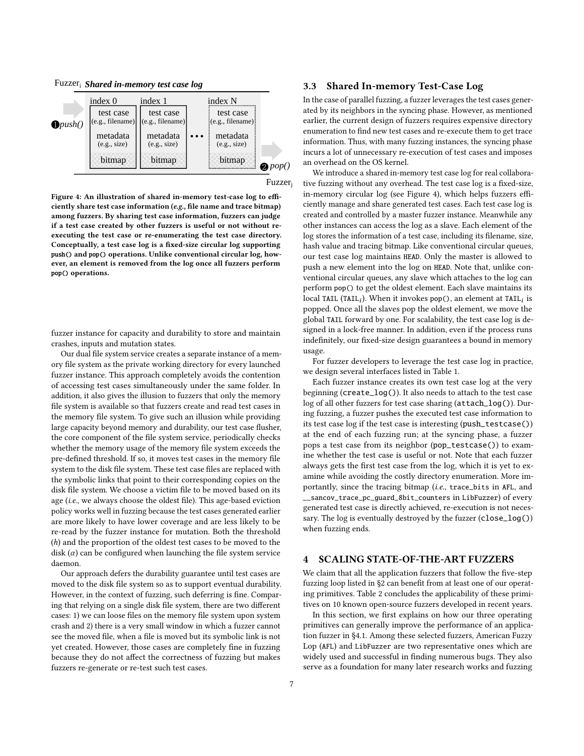Fuzzer$_i$ ***Shared in-memory test case log***

| index 0 | index 1 | | index N |
|---|---|---|---|
| test case (e.g., filename) | test case (e.g., filename) | • • • | test case (e.g., filename) |
| metadata (e.g., size) | metadata (e.g., size) | | metadata (e.g., size) |
| bitmap | bitmap | | bitmap |

❶ *push()* ❷ *pop()* Fuzzer$_j$

**Figure 4: An illustration of shared in-memory test-case log to efficiently share test case information (*e.g.*, file name and trace bitmap) among fuzzers. By sharing test case information, fuzzers can judge if a test case created by other fuzzers is useful or not without re-executing the test case or re-enumerating the test case directory. Conceptually, a test case log is a fixed-size circular log supporting `push()` and `pop()` operations. Unlike conventional circular log, however, an element is removed from the log once all fuzzers perform `pop()` operations.**

fuzzer instance for capacity and durability to store and maintain crashes, inputs and mutation states.

Our dual file system service creates a separate instance of a memory file system as the private working directory for every launched fuzzer instance. This approach completely avoids the contention of accessing test cases simultaneously under the same folder. In addition, it also gives the illusion to fuzzers that only the memory file system is available so that fuzzers create and read test cases in the memory file system. To give such an illusion while providing large capacity beyond memory and durability, our test case flusher, the core component of the file system service, periodically checks whether the memory usage of the memory file system exceeds the pre-defined threshold. If so, it moves test cases in the memory file system to the disk file system. These test case files are replaced with the symbolic links that point to their corresponding copies on the disk file system. We choose a victim file to be moved based on its age (*i.e.*, we always choose the oldest file). This age-based eviction policy works well in fuzzing because the test cases generated earlier are more likely to have lower coverage and are less likely to be re-read by the fuzzer instance for mutation. Both the threshold ($h$) and the proportion of the oldest test cases to be moved to the disk ($\alpha$) can be configured when launching the file system service daemon.

Our approach defers the durability guarantee until test cases are moved to the disk file system so as to support eventual durability. However, in the context of fuzzing, such deferring is fine. Comparing that relying on a single disk file system, there are two different cases: 1) we can loose files on the memory file system upon system crash and 2) there is a very small window in which a fuzzer cannot see the moved file, when a file is moved but its symbolic link is not yet created. However, those cases are completely fine in fuzzing because they do not affect the correctness of fuzzing but makes fuzzers re-generate or re-test such test cases.

### 3.3 Shared In-memory Test-Case Log

In the case of parallel fuzzing, a fuzzer leverages the test cases generated by its neighbors in the syncing phase. However, as mentioned earlier, the current design of fuzzers requires expensive directory enumeration to find new test cases and re-execute them to get trace information. Thus, with many fuzzing instances, the syncing phase incurs a lot of unnecessary re-execution of test cases and imposes an overhead on the OS kernel.

We introduce a shared in-memory test case log for real collaborative fuzzing without any overhead. The test case log is a fixed-size, in-memory circular log (see Figure 4), which helps fuzzers efficiently manage and share generated test cases. Each test case log is created and controlled by a master fuzzer instance. Meanwhile any other instances can access the log as a slave. Each element of the log stores the information of a test case, including its filename, size, hash value and tracing bitmap. Like conventional circular queues, our test case log maintains `HEAD`. Only the master is allowed to push a new element into the log on `HEAD`. Note that, unlike conventional circular queues, any slave which attaches to the log can perform `pop()` to get the oldest element. Each slave maintains its local `TAIL` ($\mathtt{TAIL}_i$). When it invokes `pop()`, an element at $\mathtt{TAIL}_i$ is popped. Once all the slaves pop the oldest element, we move the global `TAIL` forward by one. For scalability, the test case log is designed in a lock-free manner. In addition, even if the process runs indefinitely, our fixed-size design guarantees a bound in memory usage.

For fuzzer developers to leverage the test case log in practice, we design several interfaces listed in Table 1.

Each fuzzer instance creates its own test case log at the very beginning (`create_log()`). It also needs to attach to the test case log of all other fuzzers for test case sharing (`attach_log()`). During fuzzing, a fuzzer pushes the executed test case information to its test case log if the test case is interesting (`push_testcase()`) at the end of each fuzzing run; at the syncing phase, a fuzzer pops a test case from its neighbor (`pop_testcase()`) to examine whether the test case is useful or not. Note that each fuzzer always gets the first test case from the log, which it is yet to examine while avoiding the costly directory enumeration. More importantly, since the tracing bitmap (*i.e.*, `trace_bits` in `AFL`, and `__sancov_trace_pc_guard_8bit_counters` in `LibFuzzer`) of every generated test case is directly achieved, re-execution is not necessary. The log is eventually destroyed by the fuzzer (`close_log()`) when fuzzing ends.

## 4 SCALING STATE-OF-THE-ART FUZZERS

We claim that all the application fuzzers that follow the five-step fuzzing loop listed in §2 can benefit from at least one of our operating primitives. Table 2 concludes the applicability of these primitives on 10 known open-source fuzzers developed in recent years.

In this section, we first explains on how our three operating primitives can generally improve the performance of an application fuzzer in §4.1. Among these selected fuzzers, American Fuzzy Lop (`AFL`) and `LibFuzzer` are two representative ones which are widely used and successful in finding numerous bugs. They also serve as a foundation for many later research works and fuzzing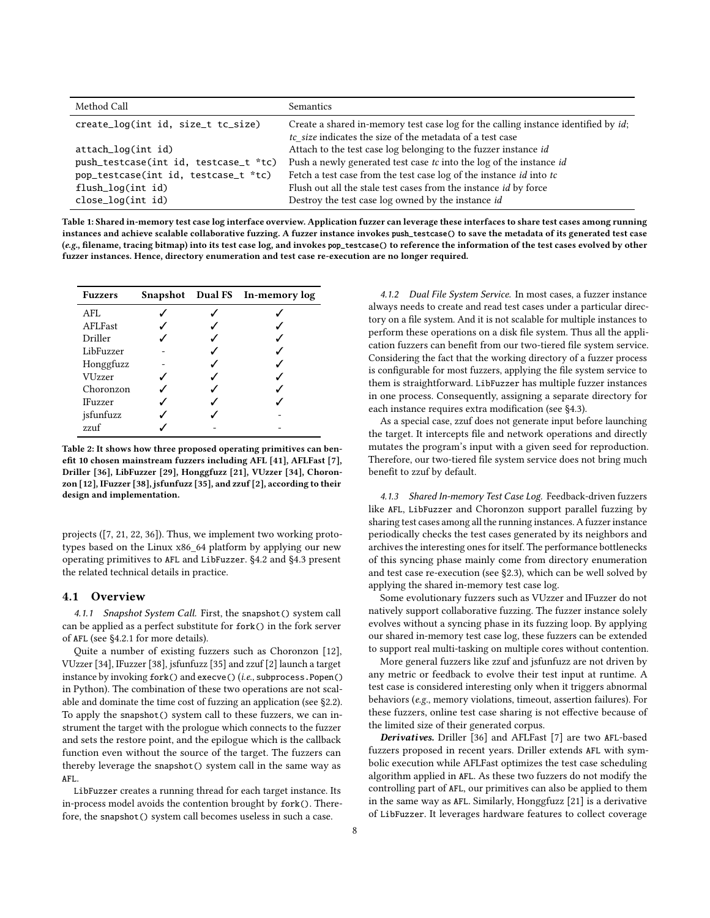| Method Call | Semantics |
|---|---|
| `create_log(int id, size_t tc_size)` | Create a shared in-memory test case log for the calling instance identified by *id*; *tc_size* indicates the size of the metadata of a test case |
| `attach_log(int id)` | Attach to the test case log belonging to the fuzzer instance *id* |
| `push_testcase(int id, testcase_t *tc)` | Push a newly generated test case *tc* into the log of the instance *id* |
| `pop_testcase(int id, testcase_t *tc)` | Fetch a test case from the test case log of the instance *id* into *tc* |
| `flush_log(int id)` | Flush out all the stale test cases from the instance *id* by force |
| `close_log(int id)` | Destroy the test case log owned by the instance *id* |

**Table 1: Shared in-memory test case log interface overview. Application fuzzer can leverage these interfaces to share test cases among running instances and achieve scalable collaborative fuzzing. A fuzzer instance invokes `push_testcase()` to save the metadata of its generated test case (*e.g.*, filename, tracing bitmap) into its test case log, and invokes `pop_testcase()` to reference the information of the test cases evolved by other fuzzer instances. Hence, directory enumeration and test case re-execution are no longer required.**

| Fuzzers | Snapshot | Dual FS | In-memory log |
|---|---|---|---|
| AFL | ✓ | ✓ | ✓ |
| AFLFast | ✓ | ✓ | ✓ |
| Driller | ✓ | ✓ | ✓ |
| LibFuzzer | - | ✓ | ✓ |
| Honggfuzz | - | ✓ | ✓ |
| VUzzer | ✓ | ✓ | ✓ |
| Choronzon | ✓ | ✓ | ✓ |
| IFuzzer | ✓ | ✓ | ✓ |
| jsfunfuzz | ✓ | ✓ | - |
| zzuf | ✓ | - | - |

**Table 2: It shows how three proposed operating primitives can benefit 10 chosen mainstream fuzzers including AFL [41], AFLFast [7], Driller [36], LibFuzzer [29], Honggfuzz [21], VUzzer [34], Choronzon [12], IFuzzer [38], jsfunfuzz [35], and zzuf [2], according to their design and implementation.**

projects ([7, 21, 22, 36]). Thus, we implement two working prototypes based on the Linux x86_64 platform by applying our new operating primitives to AFL and LibFuzzer. §4.2 and §4.3 present the related technical details in practice.

## 4.1 Overview

*4.1.1 Snapshot System Call.* First, the `snapshot()` system call can be applied as a perfect substitute for `fork()` in the fork server of AFL (see §4.2.1 for more details).

Quite a number of existing fuzzers such as Choronzon [12], VUzzer [34], IFuzzer [38], jsfunfuzz [35] and zzuf [2] launch a target instance by invoking `fork()` and `execve()` (*i.e.*, `subprocess.Popen()` in Python). The combination of these two operations are not scalable and dominate the time cost of fuzzing an application (see §2.2). To apply the `snapshot()` system call to these fuzzers, we can instrument the target with the prologue which connects to the fuzzer and sets the restore point, and the epilogue which is the callback function even without the source of the target. The fuzzers can thereby leverage the `snapshot()` system call in the same way as AFL.

LibFuzzer creates a running thread for each target instance. Its in-process model avoids the contention brought by `fork()`. Therefore, the `snapshot()` system call becomes useless in such a case.

*4.1.2 Dual File System Service.* In most cases, a fuzzer instance always needs to create and read test cases under a particular directory on a file system. And it is not scalable for multiple instances to perform these operations on a disk file system. Thus all the application fuzzers can benefit from our two-tiered file system service. Considering the fact that the working directory of a fuzzer process is configurable for most fuzzers, applying the file system service to them is straightforward. LibFuzzer has multiple fuzzer instances in one process. Consequently, assigning a separate directory for each instance requires extra modification (see §4.3).

As a special case, zzuf does not generate input before launching the target. It intercepts file and network operations and directly mutates the program's input with a given seed for reproduction. Therefore, our two-tiered file system service does not bring much benefit to zzuf by default.

*4.1.3 Shared In-memory Test Case Log.* Feedback-driven fuzzers like AFL, LibFuzzer and Choronzon support parallel fuzzing by sharing test cases among all the running instances. A fuzzer instance periodically checks the test cases generated by its neighbors and archives the interesting ones for itself. The performance bottlenecks of this syncing phase mainly come from directory enumeration and test case re-execution (see §2.3), which can be well solved by applying the shared in-memory test case log.

Some evolutionary fuzzers such as VUzzer and IFuzzer do not natively support collaborative fuzzing. The fuzzer instance solely evolves without a syncing phase in its fuzzing loop. By applying our shared in-memory test case log, these fuzzers can be extended to support real multi-tasking on multiple cores without contention.

More general fuzzers like zzuf and jsfunfuzz are not driven by any metric or feedback to evolve their test input at runtime. A test case is considered interesting only when it triggers abnormal behaviors (*e.g.*, memory violations, timeout, assertion failures). For these fuzzers, online test case sharing is not effective because of the limited size of their generated corpus.

***Derivatives.*** Driller [36] and AFLFast [7] are two AFL-based fuzzers proposed in recent years. Driller extends AFL with symbolic execution while AFLFast optimizes the test case scheduling algorithm applied in AFL. As these two fuzzers do not modify the controlling part of AFL, our primitives can also be applied to them in the same way as AFL. Similarly, Honggfuzz [21] is a derivative of LibFuzzer. It leverages hardware features to collect coverage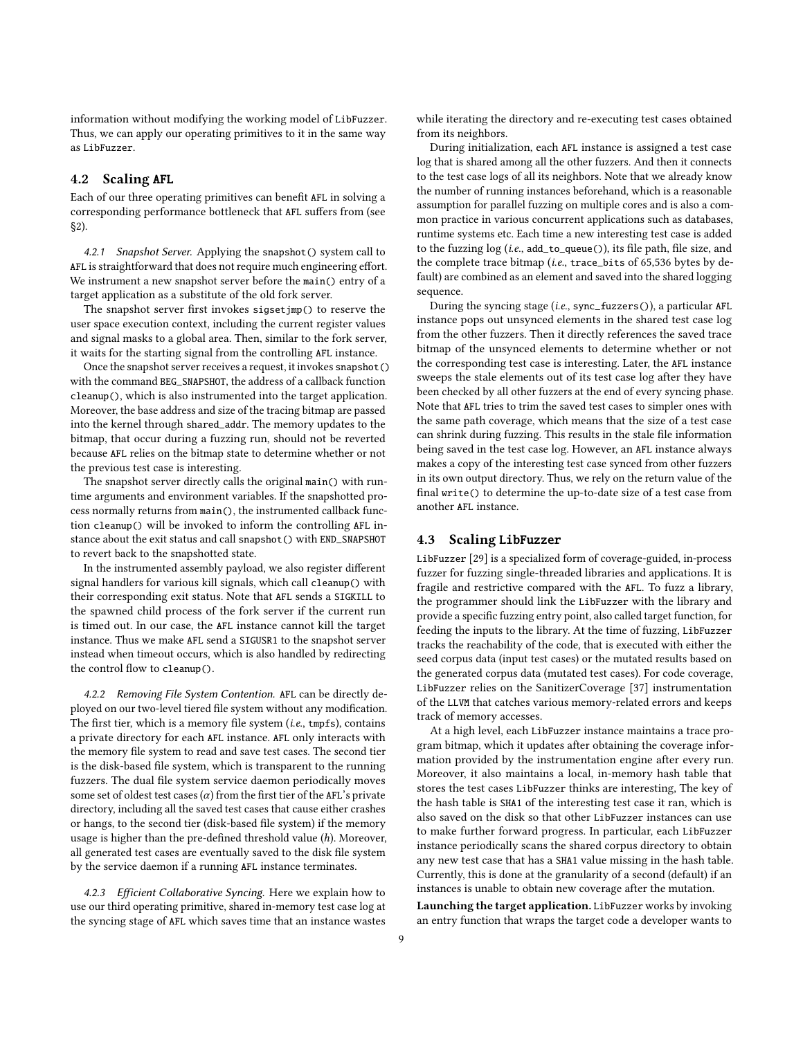information without modifying the working model of LibFuzzer. Thus, we can apply our operating primitives to it in the same way as LibFuzzer.

## 4.2 Scaling AFL

Each of our three operating primitives can benefit AFL in solving a corresponding performance bottleneck that AFL suffers from (see §2).

*4.2.1 Snapshot Server.* Applying the snapshot() system call to AFL is straightforward that does not require much engineering effort. We instrument a new snapshot server before the main() entry of a target application as a substitute of the old fork server.

The snapshot server first invokes sigsetjmp() to reserve the user space execution context, including the current register values and signal masks to a global area. Then, similar to the fork server, it waits for the starting signal from the controlling AFL instance.

Once the snapshot server receives a request, it invokes snapshot() with the command BEG_SNAPSHOT, the address of a callback function cleanup(), which is also instrumented into the target application. Moreover, the base address and size of the tracing bitmap are passed into the kernel through shared_addr. The memory updates to the bitmap, that occur during a fuzzing run, should not be reverted because AFL relies on the bitmap state to determine whether or not the previous test case is interesting.

The snapshot server directly calls the original main() with runtime arguments and environment variables. If the snapshotted process normally returns from main(), the instrumented callback function cleanup() will be invoked to inform the controlling AFL instance about the exit status and call snapshot() with END_SNAPSHOT to revert back to the snapshotted state.

In the instrumented assembly payload, we also register different signal handlers for various kill signals, which call cleanup() with their corresponding exit status. Note that AFL sends a SIGKILL to the spawned child process of the fork server if the current run is timed out. In our case, the AFL instance cannot kill the target instance. Thus we make AFL send a SIGUSR1 to the snapshot server instead when timeout occurs, which is also handled by redirecting the control flow to cleanup().

*4.2.2 Removing File System Contention.* AFL can be directly deployed on our two-level tiered file system without any modification. The first tier, which is a memory file system (*i.e.*, tmpfs), contains a private directory for each AFL instance. AFL only interacts with the memory file system to read and save test cases. The second tier is the disk-based file system, which is transparent to the running fuzzers. The dual file system service daemon periodically moves some set of oldest test cases ($\alpha$) from the first tier of the AFL's private directory, including all the saved test cases that cause either crashes or hangs, to the second tier (disk-based file system) if the memory usage is higher than the pre-defined threshold value ($h$). Moreover, all generated test cases are eventually saved to the disk file system by the service daemon if a running AFL instance terminates.

*4.2.3 Efficient Collaborative Syncing.* Here we explain how to use our third operating primitive, shared in-memory test case log at the syncing stage of AFL which saves time that an instance wastes while iterating the directory and re-executing test cases obtained from its neighbors.

During initialization, each AFL instance is assigned a test case log that is shared among all the other fuzzers. And then it connects to the test case logs of all its neighbors. Note that we already know the number of running instances beforehand, which is a reasonable assumption for parallel fuzzing on multiple cores and is also a common practice in various concurrent applications such as databases, runtime systems etc. Each time a new interesting test case is added to the fuzzing log (*i.e.*, add_to_queue()), its file path, file size, and the complete trace bitmap (*i.e.*, trace_bits of 65,536 bytes by default) are combined as an element and saved into the shared logging sequence.

During the syncing stage (*i.e.*, sync_fuzzers()), a particular AFL instance pops out unsynced elements in the shared test case log from the other fuzzers. Then it directly references the saved trace bitmap of the unsynced elements to determine whether or not the corresponding test case is interesting. Later, the AFL instance sweeps the stale elements out of its test case log after they have been checked by all other fuzzers at the end of every syncing phase. Note that AFL tries to trim the saved test cases to simpler ones with the same path coverage, which means that the size of a test case can shrink during fuzzing. This results in the stale file information being saved in the test case log. However, an AFL instance always makes a copy of the interesting test case synced from other fuzzers in its own output directory. Thus, we rely on the return value of the final write() to determine the up-to-date size of a test case from another AFL instance.

## 4.3 Scaling LibFuzzer

LibFuzzer [29] is a specialized form of coverage-guided, in-process fuzzer for fuzzing single-threaded libraries and applications. It is fragile and restrictive compared with the AFL. To fuzz a library, the programmer should link the LibFuzzer with the library and provide a specific fuzzing entry point, also called target function, for feeding the inputs to the library. At the time of fuzzing, LibFuzzer tracks the reachability of the code, that is executed with either the seed corpus data (input test cases) or the mutated results based on the generated corpus data (mutated test cases). For code coverage, LibFuzzer relies on the SanitizerCoverage [37] instrumentation of the LLVM that catches various memory-related errors and keeps track of memory accesses.

At a high level, each LibFuzzer instance maintains a trace program bitmap, which it updates after obtaining the coverage information provided by the instrumentation engine after every run. Moreover, it also maintains a local, in-memory hash table that stores the test cases LibFuzzer thinks are interesting, The key of the hash table is SHA1 of the interesting test case it ran, which is also saved on the disk so that other LibFuzzer instances can use to make further forward progress. In particular, each LibFuzzer instance periodically scans the shared corpus directory to obtain any new test case that has a SHA1 value missing in the hash table. Currently, this is done at the granularity of a second (default) if an instances is unable to obtain new coverage after the mutation.

**Launching the target application.** LibFuzzer works by invoking an entry function that wraps the target code a developer wants to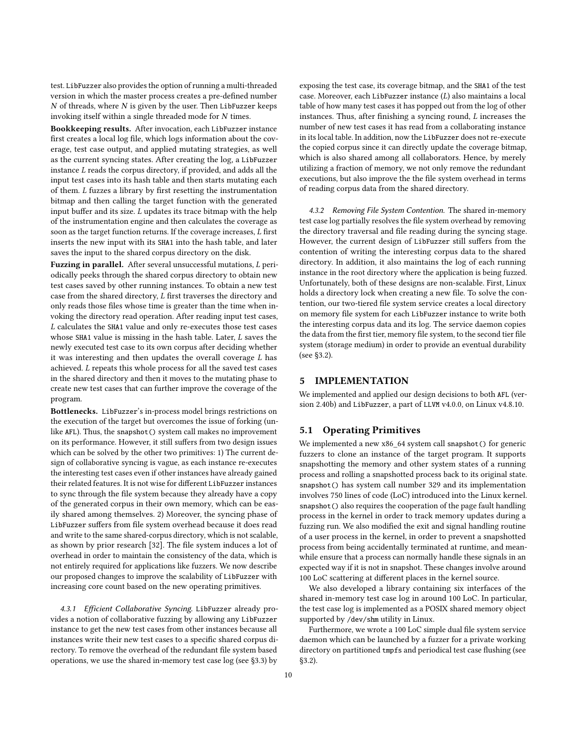test. LibFuzzer also provides the option of running a multi-threaded version in which the master process creates a pre-defined number $N$ of threads, where $N$ is given by the user. Then LibFuzzer keeps invoking itself within a single threaded mode for $N$ times.

**Bookkeeping results.** After invocation, each LibFuzzer instance first creates a local log file, which logs information about the coverage, test case output, and applied mutating strategies, as well as the current syncing states. After creating the log, a LibFuzzer instance $L$ reads the corpus directory, if provided, and adds all the input test cases into its hash table and then starts mutating each of them. $L$ fuzzes a library by first resetting the instrumentation bitmap and then calling the target function with the generated input buffer and its size. $L$ updates its trace bitmap with the help of the instrumentation engine and then calculates the coverage as soon as the target function returns. If the coverage increases, $L$ first inserts the new input with its SHA1 into the hash table, and later saves the input to the shared corpus directory on the disk.

**Fuzzing in parallel.** After several unsuccessful mutations, $L$ periodically peeks through the shared corpus directory to obtain new test cases saved by other running instances. To obtain a new test case from the shared directory, $L$ first traverses the directory and only reads those files whose time is greater than the time when invoking the directory read operation. After reading input test cases, $L$ calculates the SHA1 value and only re-executes those test cases whose SHA1 value is missing in the hash table. Later, $L$ saves the newly executed test case to its own corpus after deciding whether it was interesting and then updates the overall coverage $L$ has achieved. $L$ repeats this whole process for all the saved test cases in the shared directory and then it moves to the mutating phase to create new test cases that can further improve the coverage of the program.

**Bottlenecks.** LibFuzzer's in-process model brings restrictions on the execution of the target but overcomes the issue of forking (unlike AFL). Thus, the snapshot() system call makes no improvement on its performance. However, it still suffers from two design issues which can be solved by the other two primitives: 1) The current design of collaborative syncing is vague, as each instance re-executes the interesting test cases even if other instances have already gained their related features. It is not wise for different LibFuzzer instances to sync through the file system because they already have a copy of the generated corpus in their own memory, which can be easily shared among themselves. 2) Moreover, the syncing phase of LibFuzzer suffers from file system overhead because it does read and write to the same shared-corpus directory, which is not scalable, as shown by prior research [32]. The file system induces a lot of overhead in order to maintain the consistency of the data, which is not entirely required for applications like fuzzers. We now describe our proposed changes to improve the scalability of LibFuzzer with increasing core count based on the new operating primitives.

*4.3.1 Efficient Collaborative Syncing.* LibFuzzer already provides a notion of collaborative fuzzing by allowing any LibFuzzer instance to get the new test cases from other instances because all instances write their new test cases to a specific shared corpus directory. To remove the overhead of the redundant file system based operations, we use the shared in-memory test case log (see §3.3) by exposing the test case, its coverage bitmap, and the SHA1 of the test case. Moreover, each LibFuzzer instance ($L$) also maintains a local table of how many test cases it has popped out from the log of other instances. Thus, after finishing a syncing round, $L$ increases the number of new test cases it has read from a collaborating instance in its local table. In addition, now the LibFuzzer does not re-execute the copied corpus since it can directly update the coverage bitmap, which is also shared among all collaborators. Hence, by merely utilizing a fraction of memory, we not only remove the redundant executions, but also improve the the file system overhead in terms of reading corpus data from the shared directory.

*4.3.2 Removing File System Contention.* The shared in-memory test case log partially resolves the file system overhead by removing the directory traversal and file reading during the syncing stage. However, the current design of LibFuzzer still suffers from the contention of writing the interesting corpus data to the shared directory. In addition, it also maintains the log of each running instance in the root directory where the application is being fuzzed. Unfortunately, both of these designs are non-scalable. First, Linux holds a directory lock when creating a new file. To solve the contention, our two-tiered file system service creates a local directory on memory file system for each LibFuzzer instance to write both the interesting corpus data and its log. The service daemon copies the data from the first tier, memory file system, to the second tier file system (storage medium) in order to provide an eventual durability (see §3.2).

# 5 IMPLEMENTATION

We implemented and applied our design decisions to both AFL (version 2.40b) and LibFuzzer, a part of LLVM v4.0.0, on Linux v4.8.10.

## 5.1 Operating Primitives

We implemented a new x86_64 system call snapshot() for generic fuzzers to clone an instance of the target program. It supports snapshotting the memory and other system states of a running process and rolling a snapshotted process back to its original state. snapshot() has system call number 329 and its implementation involves 750 lines of code (LoC) introduced into the Linux kernel. snapshot() also requires the cooperation of the page fault handling process in the kernel in order to track memory updates during a fuzzing run. We also modified the exit and signal handling routine of a user process in the kernel, in order to prevent a snapshotted process from being accidentally terminated at runtime, and meanwhile ensure that a process can normally handle these signals in an expected way if it is not in snapshot. These changes involve around 100 LoC scattering at different places in the kernel source.

We also developed a library containing six interfaces of the shared in-memory test case log in around 100 LoC. In particular, the test case log is implemented as a POSIX shared memory object supported by /dev/shm utility in Linux.

Furthermore, we wrote a 100 LoC simple dual file system service daemon which can be launched by a fuzzer for a private working directory on partitioned tmpfs and periodical test case flushing (see §3.2).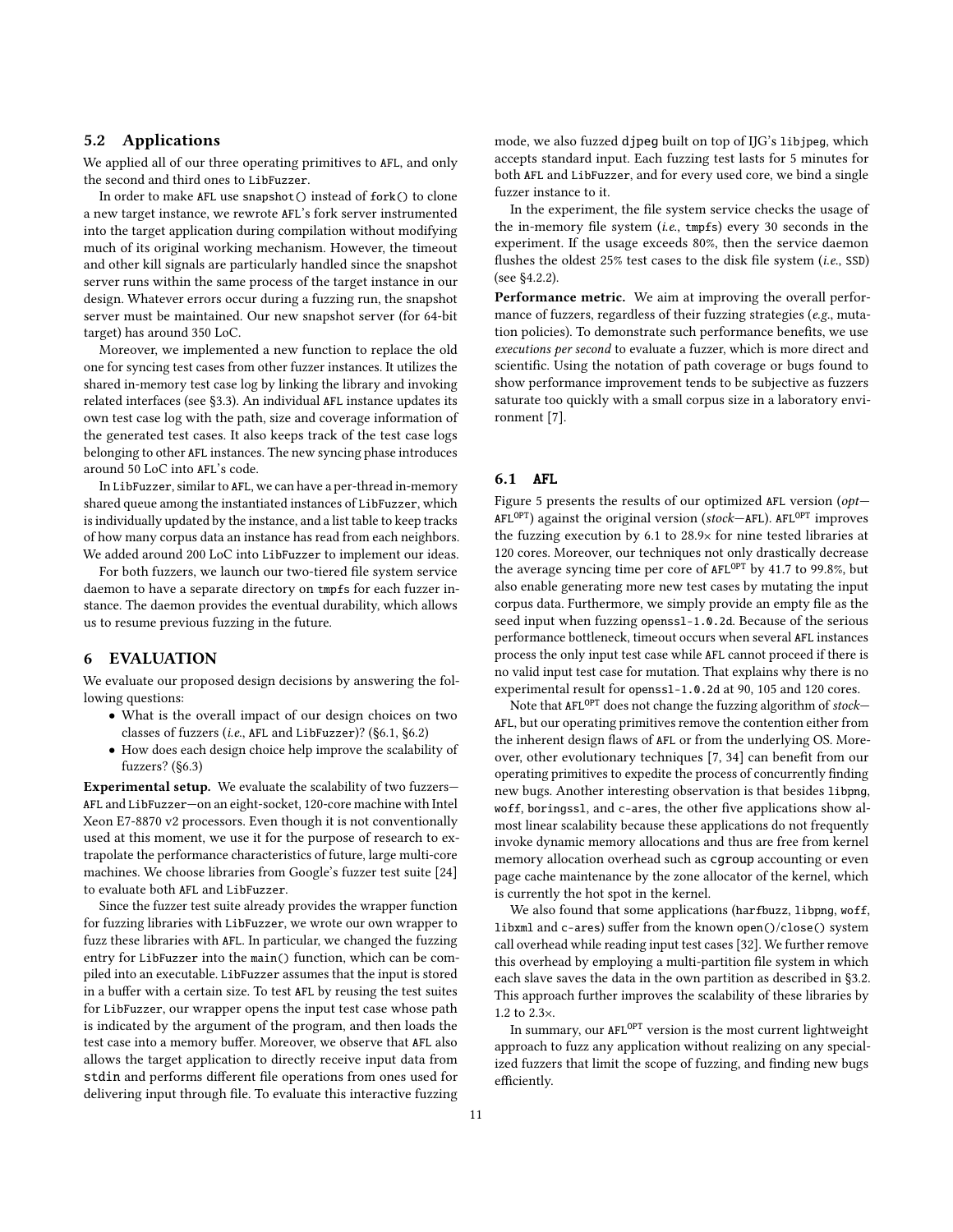## 5.2 Applications

We applied all of our three operating primitives to AFL, and only the second and third ones to LibFuzzer.

In order to make AFL use snapshot() instead of fork() to clone a new target instance, we rewrote AFL's fork server instrumented into the target application during compilation without modifying much of its original working mechanism. However, the timeout and other kill signals are particularly handled since the snapshot server runs within the same process of the target instance in our design. Whatever errors occur during a fuzzing run, the snapshot server must be maintained. Our new snapshot server (for 64-bit target) has around 350 LoC.

Moreover, we implemented a new function to replace the old one for syncing test cases from other fuzzer instances. It utilizes the shared in-memory test case log by linking the library and invoking related interfaces (see §3.3). An individual AFL instance updates its own test case log with the path, size and coverage information of the generated test cases. It also keeps track of the test case logs belonging to other AFL instances. The new syncing phase introduces around 50 LoC into AFL's code.

In LibFuzzer, similar to AFL, we can have a per-thread in-memory shared queue among the instantiated instances of LibFuzzer, which is individually updated by the instance, and a list table to keep tracks of how many corpus data an instance has read from each neighbors. We added around 200 LoC into LibFuzzer to implement our ideas.

For both fuzzers, we launch our two-tiered file system service daemon to have a separate directory on tmpfs for each fuzzer instance. The daemon provides the eventual durability, which allows us to resume previous fuzzing in the future.

# 6 EVALUATION

We evaluate our proposed design decisions by answering the following questions:

- What is the overall impact of our design choices on two classes of fuzzers (*i.e.*, AFL and LibFuzzer)? (§6.1, §6.2)
- How does each design choice help improve the scalability of fuzzers? (§6.3)

**Experimental setup.** We evaluate the scalability of two fuzzers—AFL and LibFuzzer—on an eight-socket, 120-core machine with Intel Xeon E7-8870 v2 processors. Even though it is not conventionally used at this moment, we use it for the purpose of research to extrapolate the performance characteristics of future, large multi-core machines. We choose libraries from Google's fuzzer test suite [24] to evaluate both AFL and LibFuzzer.

Since the fuzzer test suite already provides the wrapper function for fuzzing libraries with LibFuzzer, we wrote our own wrapper to fuzz these libraries with AFL. In particular, we changed the fuzzing entry for LibFuzzer into the main() function, which can be compiled into an executable. LibFuzzer assumes that the input is stored in a buffer with a certain size. To test AFL by reusing the test suites for LibFuzzer, our wrapper opens the input test case whose path is indicated by the argument of the program, and then loads the test case into a memory buffer. Moreover, we observe that AFL also allows the target application to directly receive input data from stdin and performs different file operations from ones used for delivering input through file. To evaluate this interactive fuzzing mode, we also fuzzed djpeg built on top of IJG's libjpeg, which accepts standard input. Each fuzzing test lasts for 5 minutes for both AFL and LibFuzzer, and for every used core, we bind a single fuzzer instance to it.

In the experiment, the file system service checks the usage of the in-memory file system (*i.e.*, tmpfs) every 30 seconds in the experiment. If the usage exceeds 80%, then the service daemon flushes the oldest 25% test cases to the disk file system (*i.e.*, SSD) (see §4.2.2).

**Performance metric.** We aim at improving the overall performance of fuzzers, regardless of their fuzzing strategies (*e.g.*, mutation policies). To demonstrate such performance benefits, we use *executions per second* to evaluate a fuzzer, which is more direct and scientific. Using the notation of path coverage or bugs found to show performance improvement tends to be subjective as fuzzers saturate too quickly with a small corpus size in a laboratory environment [7].

## 6.1 AFL

Figure 5 presents the results of our optimized AFL version (*opt*—$\text{AFL}^{\text{OPT}}$) against the original version (*stock*—AFL). $\text{AFL}^{\text{OPT}}$ improves the fuzzing execution by 6.1 to 28.9× for nine tested libraries at 120 cores. Moreover, our techniques not only drastically decrease the average syncing time per core of $\text{AFL}^{\text{OPT}}$ by 41.7 to 99.8%, but also enable generating more new test cases by mutating the input corpus data. Furthermore, we simply provide an empty file as the seed input when fuzzing openssl-1.0.2d. Because of the serious performance bottleneck, timeout occurs when several AFL instances process the only input test case while AFL cannot proceed if there is no valid input test case for mutation. That explains why there is no experimental result for openssl-1.0.2d at 90, 105 and 120 cores.

Note that $\text{AFL}^{\text{OPT}}$ does not change the fuzzing algorithm of *stock*—AFL, but our operating primitives remove the contention either from the inherent design flaws of AFL or from the underlying OS. Moreover, other evolutionary techniques [7, 34] can benefit from our operating primitives to expedite the process of concurrently finding new bugs. Another interesting observation is that besides libpng, woff, boringssl, and c-ares, the other five applications show almost linear scalability because these applications do not frequently invoke dynamic memory allocations and thus are free from kernel memory allocation overhead such as cgroup accounting or even page cache maintenance by the zone allocator of the kernel, which is currently the hot spot in the kernel.

We also found that some applications (harfbuzz, libpng, woff, libxml and c-ares) suffer from the known open()/close() system call overhead while reading input test cases [32]. We further remove this overhead by employing a multi-partition file system in which each slave saves the data in the own partition as described in §3.2. This approach further improves the scalability of these libraries by 1.2 to 2.3×.

In summary, our $\text{AFL}^{\text{OPT}}$ version is the most current lightweight approach to fuzz any application without realizing on any specialized fuzzers that limit the scope of fuzzing, and finding new bugs efficiently.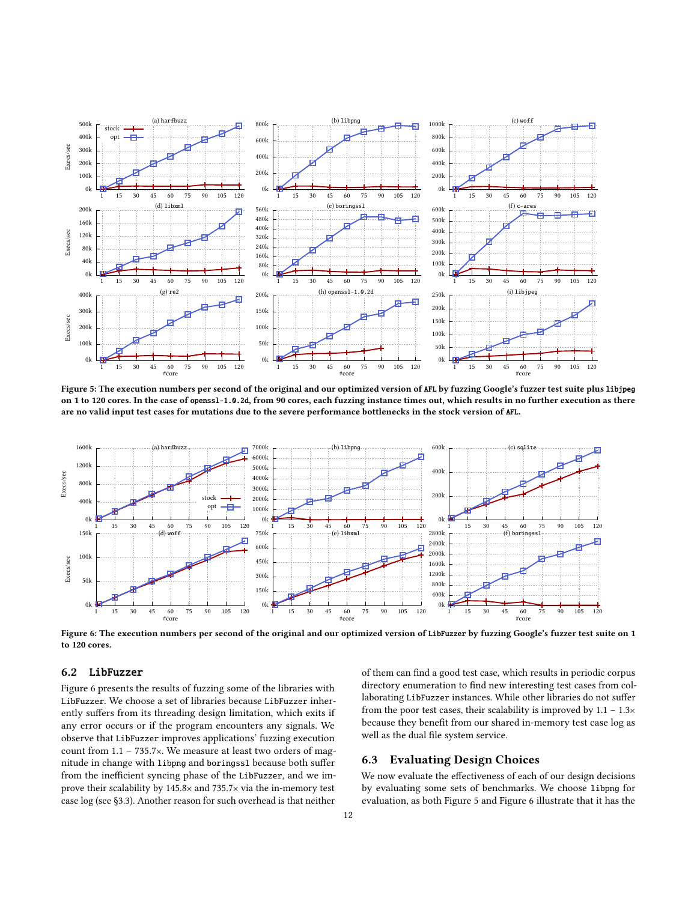**Figure 5: The execution numbers per second of the original and our optimized version of AFL by fuzzing Google's fuzzer test suite plus libjpeg on 1 to 120 cores. In the case of openssl-1.0.2d, from 90 cores, each fuzzing instance times out, which results in no further execution as there are no valid input test cases for mutations due to the severe performance bottlenecks in the stock version of AFL.**

**Figure 6: The execution numbers per second of the original and our optimized version of LibFuzzer by fuzzing Google's fuzzer test suite on 1 to 120 cores.**

## 6.2 LibFuzzer

Figure 6 presents the results of fuzzing some of the libraries with LibFuzzer. We choose a set of libraries because LibFuzzer inherently suffers from its threading design limitation, which exits if any error occurs or if the program encounters any signals. We observe that LibFuzzer improves applications' fuzzing execution count from 1.1 – 735.7×. We measure at least two orders of magnitude in change with libpng and boringssl because both suffer from the inefficient syncing phase of the LibFuzzer, and we improve their scalability by 145.8× and 735.7× via the in-memory test case log (see §3.3). Another reason for such overhead is that neither of them can find a good test case, which results in periodic corpus directory enumeration to find new interesting test cases from collaborating LibFuzzer instances. While other libraries do not suffer from the poor test cases, their scalability is improved by 1.1 – 1.3× because they benefit from our shared in-memory test case log as well as the dual file system service.

## 6.3 Evaluating Design Choices

We now evaluate the effectiveness of each of our design decisions by evaluating some sets of benchmarks. We choose libpng for evaluation, as both Figure 5 and Figure 6 illustrate that it has the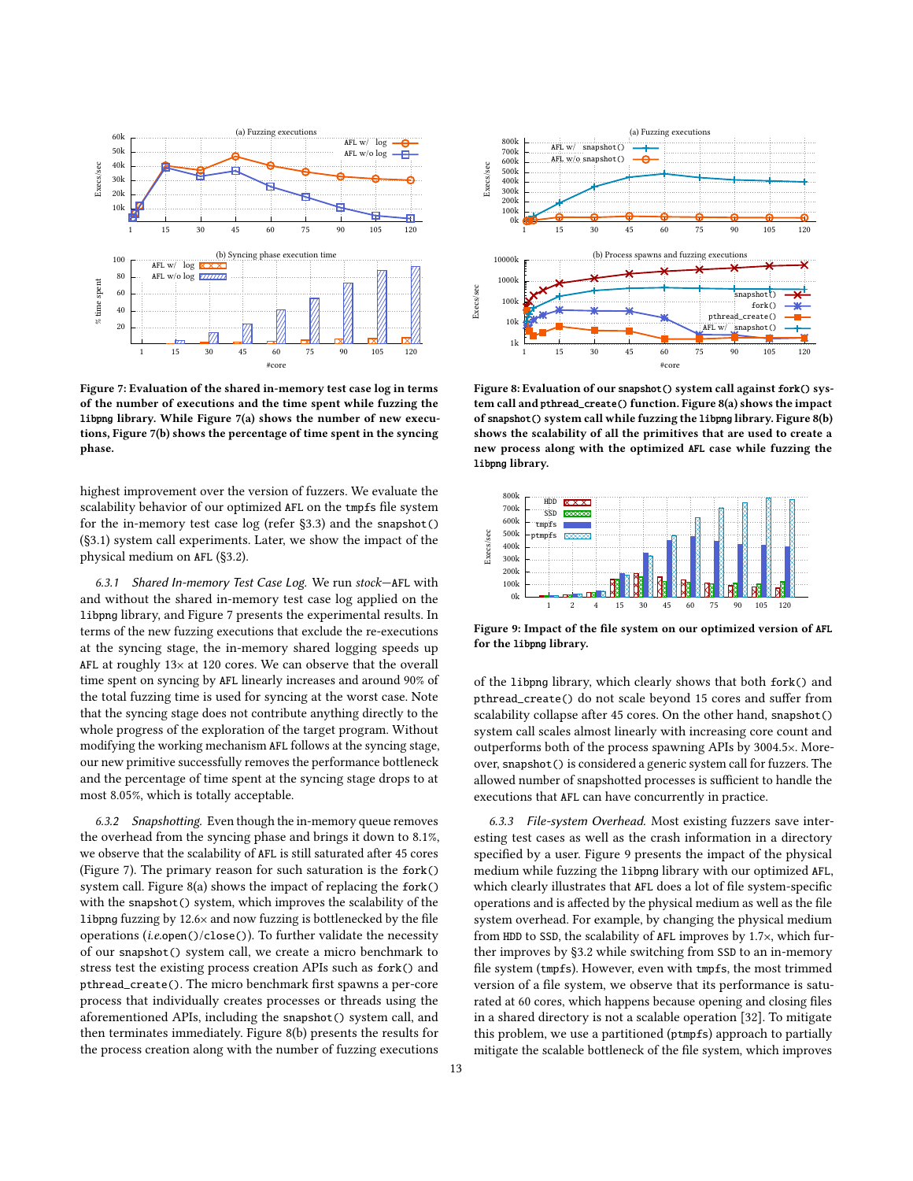**Figure 7: Evaluation of the shared in-memory test case log in terms of the number of executions and the time spent while fuzzing the `libpng` library. While Figure 7(a) shows the number of new executions, Figure 7(b) shows the percentage of time spent in the syncing phase.**

highest improvement over the version of fuzzers. We evaluate the scalability behavior of our optimized `AFL` on the `tmpfs` file system for the in-memory test case log (refer §3.3) and the `snapshot()` (§3.1) system call experiments. Later, we show the impact of the physical medium on `AFL` (§3.2).

*6.3.1 Shared In-memory Test Case Log.* We run *stock*—`AFL` with and without the shared in-memory test case log applied on the `libpng` library, and Figure 7 presents the experimental results. In terms of the new fuzzing executions that exclude the re-executions at the syncing stage, the in-memory shared logging speeds up `AFL` at roughly 13× at 120 cores. We can observe that the overall time spent on syncing by `AFL` linearly increases and around 90% of the total fuzzing time is used for syncing at the worst case. Note that the syncing stage does not contribute anything directly to the whole progress of the exploration of the target program. Without modifying the working mechanism `AFL` follows at the syncing stage, our new primitive successfully removes the performance bottleneck and the percentage of time spent at the syncing stage drops to at most 8.05%, which is totally acceptable.

*6.3.2 Snapshotting.* Even though the in-memory queue removes the overhead from the syncing phase and brings it down to 8.1%, we observe that the scalability of `AFL` is still saturated after 45 cores (Figure 7). The primary reason for such saturation is the `fork()` system call. Figure 8(a) shows the impact of replacing the `fork()` with the `snapshot()` system, which improves the scalability of the `libpng` fuzzing by 12.6× and now fuzzing is bottlenecked by the file operations (*i.e.*`open()`/`close()`). To further validate the necessity of our `snapshot()` system call, we create a micro benchmark to stress test the existing process creation APIs such as `fork()` and `pthread_create()`. The micro benchmark first spawns a per-core process that individually creates processes or threads using the aforementioned APIs, including the `snapshot()` system call, and then terminates immediately. Figure 8(b) presents the results for the process creation along with the number of fuzzing executions of the `libpng` library, which clearly shows that both `fork()` and `pthread_create()` do not scale beyond 15 cores and suffer from scalability collapse after 45 cores. On the other hand, `snapshot()` system call scales almost linearly with increasing core count and outperforms both of the process spawning APIs by 3004.5×. Moreover, `snapshot()` is considered a generic system call for fuzzers. The allowed number of snapshotted processes is sufficient to handle the executions that `AFL` can have concurrently in practice.

**Figure 8: Evaluation of our `snapshot()` system call against `fork()` system call and `pthread_create()` function. Figure 8(a) shows the impact of `snapshot()` system call while fuzzing the `libpng` library. Figure 8(b) shows the scalability of all the primitives that are used to create a new process along with the optimized `AFL` case while fuzzing the `libpng` library.**

**Figure 9: Impact of the file system on our optimized version of `AFL` for the `libpng` library.**

*6.3.3 File-system Overhead.* Most existing fuzzers save interesting test cases as well as the crash information in a directory specified by a user. Figure 9 presents the impact of the physical medium while fuzzing the `libpng` library with our optimized `AFL`, which clearly illustrates that `AFL` does a lot of file system-specific operations and is affected by the physical medium as well as the file system overhead. For example, by changing the physical medium from `HDD` to `SSD`, the scalability of `AFL` improves by 1.7×, which further improves by §3.2 while switching from `SSD` to an in-memory file system (`tmpfs`). However, even with `tmpfs`, the most trimmed version of a file system, we observe that its performance is saturated at 60 cores, which happens because opening and closing files in a shared directory is not a scalable operation [32]. To mitigate this problem, we use a partitioned (`ptmpfs`) approach to partially mitigate the scalable bottleneck of the file system, which improves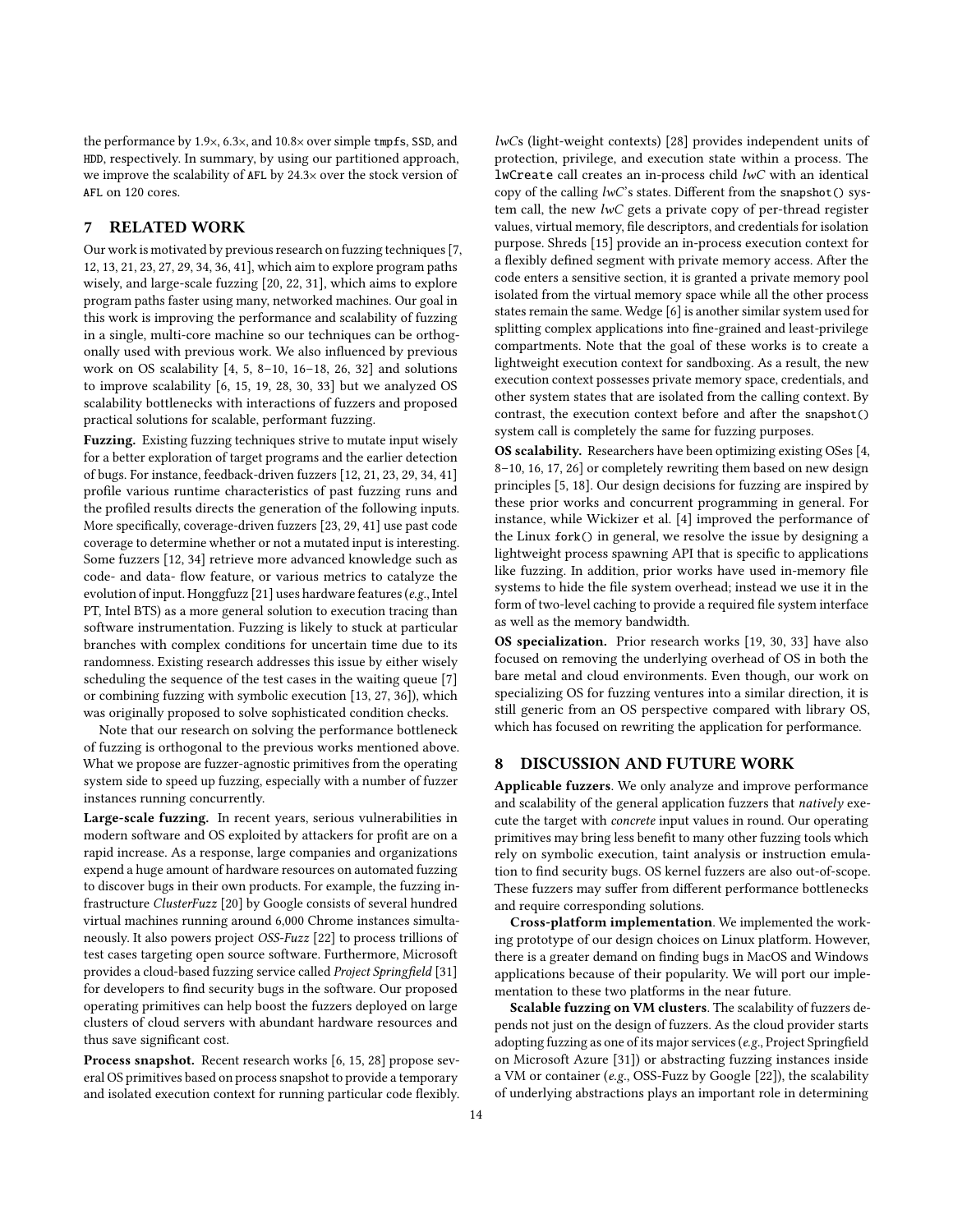the performance by 1.9×, 6.3×, and 10.8× over simple `tmpfs`, `SSD`, and `HDD`, respectively. In summary, by using our partitioned approach, we improve the scalability of `AFL` by 24.3× over the stock version of `AFL` on 120 cores.

## 7 RELATED WORK

Our work is motivated by previous research on fuzzing techniques [7, 12, 13, 21, 23, 27, 29, 34, 36, 41], which aim to explore program paths wisely, and large-scale fuzzing [20, 22, 31], which aims to explore program paths faster using many, networked machines. Our goal in this work is improving the performance and scalability of fuzzing in a single, multi-core machine so our techniques can be orthogonally used with previous work. We also influenced by previous work on OS scalability [4, 5, 8–10, 16–18, 26, 32] and solutions to improve scalability [6, 15, 19, 28, 30, 33] but we analyzed OS scalability bottlenecks with interactions of fuzzers and proposed practical solutions for scalable, performant fuzzing.

**Fuzzing.** Existing fuzzing techniques strive to mutate input wisely for a better exploration of target programs and the earlier detection of bugs. For instance, feedback-driven fuzzers [12, 21, 23, 29, 34, 41] profile various runtime characteristics of past fuzzing runs and the profiled results directs the generation of the following inputs. More specifically, coverage-driven fuzzers [23, 29, 41] use past code coverage to determine whether or not a mutated input is interesting. Some fuzzers [12, 34] retrieve more advanced knowledge such as code- and data- flow feature, or various metrics to catalyze the evolution of input. Honggfuzz [21] uses hardware features (*e.g.*, Intel PT, Intel BTS) as a more general solution to execution tracing than software instrumentation. Fuzzing is likely to stuck at particular branches with complex conditions for uncertain time due to its randomness. Existing research addresses this issue by either wisely scheduling the sequence of the test cases in the waiting queue [7] or combining fuzzing with symbolic execution [13, 27, 36]), which was originally proposed to solve sophisticated condition checks.

Note that our research on solving the performance bottleneck of fuzzing is orthogonal to the previous works mentioned above. What we propose are fuzzer-agnostic primitives from the operating system side to speed up fuzzing, especially with a number of fuzzer instances running concurrently.

**Large-scale fuzzing.** In recent years, serious vulnerabilities in modern software and OS exploited by attackers for profit are on a rapid increase. As a response, large companies and organizations expend a huge amount of hardware resources on automated fuzzing to discover bugs in their own products. For example, the fuzzing infrastructure *ClusterFuzz* [20] by Google consists of several hundred virtual machines running around 6,000 Chrome instances simultaneously. It also powers project *OSS-Fuzz* [22] to process trillions of test cases targeting open source software. Furthermore, Microsoft provides a cloud-based fuzzing service called *Project Springfield* [31] for developers to find security bugs in the software. Our proposed operating primitives can help boost the fuzzers deployed on large clusters of cloud servers with abundant hardware resources and thus save significant cost.

**Process snapshot.** Recent research works [6, 15, 28] propose several OS primitives based on process snapshot to provide a temporary and isolated execution context for running particular code flexibly. *lwC*s (light-weight contexts) [28] provides independent units of protection, privilege, and execution state within a process. The `lwCreate` call creates an in-process child *lwC* with an identical copy of the calling *lwC*'s states. Different from the `snapshot()` system call, the new *lwC* gets a private copy of per-thread register values, virtual memory, file descriptors, and credentials for isolation purpose. Shreds [15] provide an in-process execution context for a flexibly defined segment with private memory access. After the code enters a sensitive section, it is granted a private memory pool isolated from the virtual memory space while all the other process states remain the same. Wedge [6] is another similar system used for splitting complex applications into fine-grained and least-privilege compartments. Note that the goal of these works is to create a lightweight execution context for sandboxing. As a result, the new execution context possesses private memory space, credentials, and other system states that are isolated from the calling context. By contrast, the execution context before and after the `snapshot()` system call is completely the same for fuzzing purposes.

**OS scalability.** Researchers have been optimizing existing OSes [4, 8–10, 16, 17, 26] or completely rewriting them based on new design principles [5, 18]. Our design decisions for fuzzing are inspired by these prior works and concurrent programming in general. For instance, while Wickizer et al. [4] improved the performance of the Linux `fork()` in general, we resolve the issue by designing a lightweight process spawning API that is specific to applications like fuzzing. In addition, prior works have used in-memory file systems to hide the file system overhead; instead we use it in the form of two-level caching to provide a required file system interface as well as the memory bandwidth.

**OS specialization.** Prior research works [19, 30, 33] have also focused on removing the underlying overhead of OS in both the bare metal and cloud environments. Even though, our work on specializing OS for fuzzing ventures into a similar direction, it is still generic from an OS perspective compared with library OS, which has focused on rewriting the application for performance.

## 8 DISCUSSION AND FUTURE WORK

**Applicable fuzzers**. We only analyze and improve performance and scalability of the general application fuzzers that *natively* execute the target with *concrete* input values in round. Our operating primitives may bring less benefit to many other fuzzing tools which rely on symbolic execution, taint analysis or instruction emulation to find security bugs. OS kernel fuzzers are also out-of-scope. These fuzzers may suffer from different performance bottlenecks and require corresponding solutions.

**Cross-platform implementation**. We implemented the working prototype of our design choices on Linux platform. However, there is a greater demand on finding bugs in MacOS and Windows applications because of their popularity. We will port our implementation to these two platforms in the near future.

**Scalable fuzzing on VM clusters**. The scalability of fuzzers depends not just on the design of fuzzers. As the cloud provider starts adopting fuzzing as one of its major services (*e.g.*, Project Springfield on Microsoft Azure [31]) or abstracting fuzzing instances inside a VM or container (*e.g.*, OSS-Fuzz by Google [22]), the scalability of underlying abstractions plays an important role in determining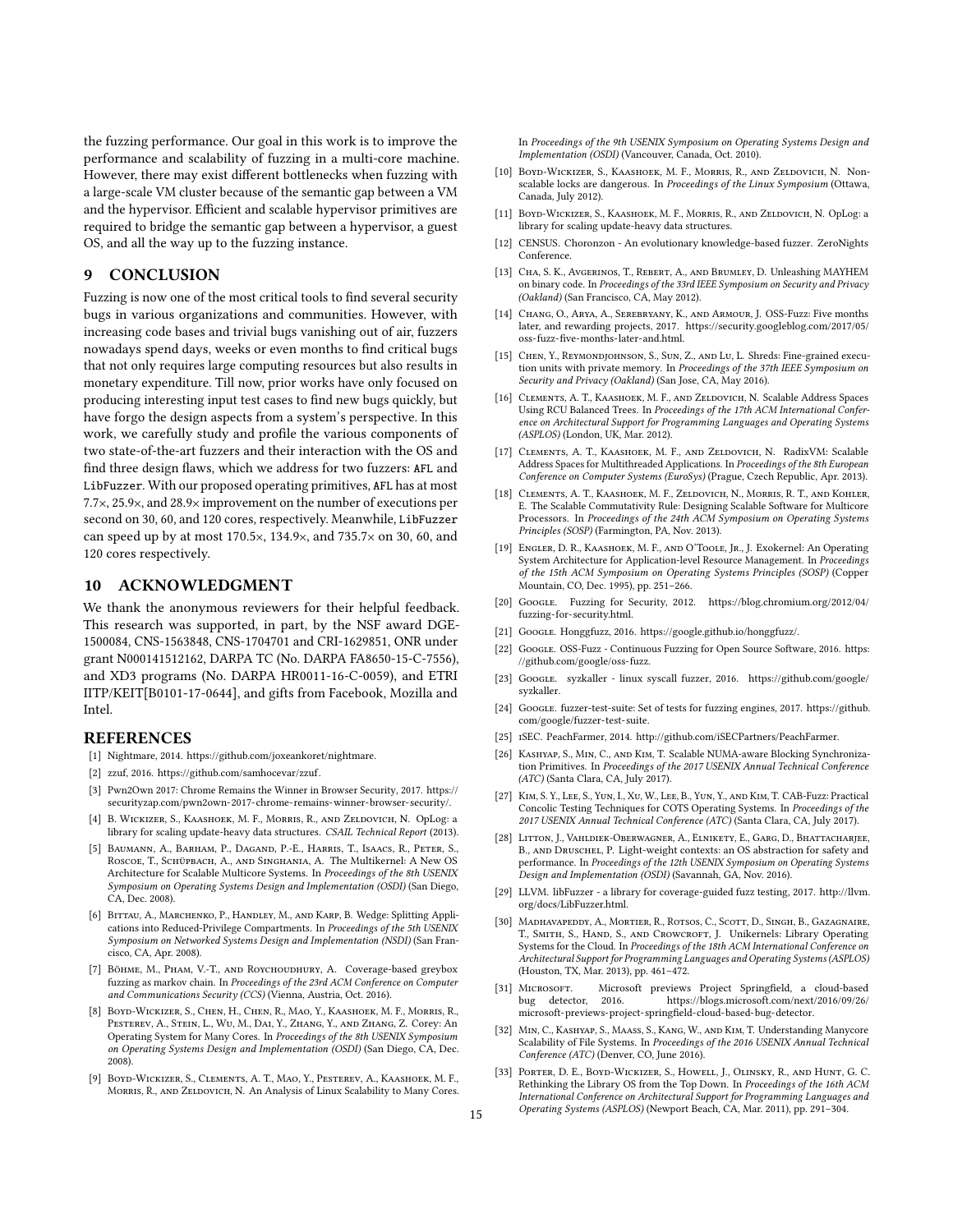the fuzzing performance. Our goal in this work is to improve the performance and scalability of fuzzing in a multi-core machine. However, there may exist different bottlenecks when fuzzing with a large-scale VM cluster because of the semantic gap between a VM and the hypervisor. Efficient and scalable hypervisor primitives are required to bridge the semantic gap between a hypervisor, a guest OS, and all the way up to the fuzzing instance.

## 9 CONCLUSION

Fuzzing is now one of the most critical tools to find several security bugs in various organizations and communities. However, with increasing code bases and trivial bugs vanishing out of air, fuzzers nowadays spend days, weeks or even months to find critical bugs that not only requires large computing resources but also results in monetary expenditure. Till now, prior works have only focused on producing interesting input test cases to find new bugs quickly, but have forgo the design aspects from a system's perspective. In this work, we carefully study and profile the various components of two state-of-the-art fuzzers and their interaction with the OS and find three design flaws, which we address for two fuzzers: `AFL` and `LibFuzzer`. With our proposed operating primitives, `AFL` has at most 7.7×, 25.9×, and 28.9× improvement on the number of executions per second on 30, 60, and 120 cores, respectively. Meanwhile, `LibFuzzer` can speed up by at most 170.5×, 134.9×, and 735.7× on 30, 60, and 120 cores respectively.

## 10 ACKNOWLEDGMENT

We thank the anonymous reviewers for their helpful feedback. This research was supported, in part, by the NSF award DGE-1500084, CNS-1563848, CNS-1704701 and CRI-1629851, ONR under grant N000141512162, DARPA TC (No. DARPA FA8650-15-C-7556), and XD3 programs (No. DARPA HR0011-16-C-0059), and ETRI IITP/KEIT[B0101-17-0644], and gifts from Facebook, Mozilla and Intel.

## REFERENCES

[1] Nightmare, 2014. https://github.com/joxeankoret/nightmare.

[2] zzuf, 2016. https://github.com/samhocevar/zzuf.

[3] Pwn2Own 2017: Chrome Remains the Winner in Browser Security, 2017. https://securityzap.com/pwn2own-2017-chrome-remains-winner-browser-security/.

[4] B. Wickizer, S., Kaashoek, M. F., Morris, R., and Zeldovich, N. OpLog: a library for scaling update-heavy data structures. *CSAIL Technical Report* (2013).

[5] Baumann, A., Barham, P., Dagand, P.-E., Harris, T., Isaacs, R., Peter, S., Roscoe, T., Schüpbach, A., and Singhania, A. The Multikernel: A New OS Architecture for Scalable Multicore Systems. In *Proceedings of the 8th USENIX Symposium on Operating Systems Design and Implementation (OSDI)* (San Diego, CA, Dec. 2008).

[6] Bittau, A., Marchenko, P., Handley, M., and Karp, B. Wedge: Splitting Applications into Reduced-Privilege Compartments. In *Proceedings of the 5th USENIX Symposium on Networked Systems Design and Implementation (NSDI)* (San Francisco, CA, Apr. 2008).

[7] Böhme, M., Pham, V.-T., and Roychoudhury, A. Coverage-based greybox fuzzing as markov chain. In *Proceedings of the 23rd ACM Conference on Computer and Communications Security (CCS)* (Vienna, Austria, Oct. 2016).

[8] Boyd-Wickizer, S., Chen, H., Chen, R., Mao, Y., Kaashoek, M. F., Morris, R., Pesterev, A., Stein, L., Wu, M., Dai, Y., Zhang, Y., and Zhang, Z. Corey: An Operating System for Many Cores. In *Proceedings of the 8th USENIX Symposium on Operating Systems Design and Implementation (OSDI)* (San Diego, CA, Dec. 2008).

[9] Boyd-Wickizer, S., Clements, A. T., Mao, Y., Pesterev, A., Kaashoek, M. F., Morris, R., and Zeldovich, N. An Analysis of Linux Scalability to Many Cores. In *Proceedings of the 9th USENIX Symposium on Operating Systems Design and Implementation (OSDI)* (Vancouver, Canada, Oct. 2010).

[10] Boyd-Wickizer, S., Kaashoek, M. F., Morris, R., and Zeldovich, N. Non-scalable locks are dangerous. In *Proceedings of the Linux Symposium* (Ottawa, Canada, July 2012).

[11] Boyd-Wickizer, S., Kaashoek, M. F., Morris, R., and Zeldovich, N. OpLog: a library for scaling update-heavy data structures.

[12] CENSUS. Choronzon - An evolutionary knowledge-based fuzzer. ZeroNights Conference.

[13] Cha, S. K., Avgerinos, T., Rebert, A., and Brumley, D. Unleashing MAYHEM on binary code. In *Proceedings of the 33rd IEEE Symposium on Security and Privacy (Oakland)* (San Francisco, CA, May 2012).

[14] Chang, O., Arya, A., Serebryany, K., and Armour, J. OSS-Fuzz: Five months later, and rewarding projects, 2017. https://security.googleblog.com/2017/05/oss-fuzz-five-months-later-and.html.

[15] Chen, Y., Reymondjohnson, S., Sun, Z., and Lu, L. Shreds: Fine-grained execution units with private memory. In *Proceedings of the 37th IEEE Symposium on Security and Privacy (Oakland)* (San Jose, CA, May 2016).

[16] Clements, A. T., Kaashoek, M. F., and Zeldovich, N. Scalable Address Spaces Using RCU Balanced Trees. In *Proceedings of the 17th ACM International Conference on Architectural Support for Programming Languages and Operating Systems (ASPLOS)* (London, UK, Mar. 2012).

[17] Clements, A. T., Kaashoek, M. F., and Zeldovich, N. RadixVM: Scalable Address Spaces for Multithreaded Applications. In *Proceedings of the 8th European Conference on Computer Systems (EuroSys)* (Prague, Czech Republic, Apr. 2013).

[18] Clements, A. T., Kaashoek, M. F., Zeldovich, N., Morris, R. T., and Kohler, E. The Scalable Commutativity Rule: Designing Scalable Software for Multicore Processors. In *Proceedings of the 24th ACM Symposium on Operating Systems Principles (SOSP)* (Farmington, PA, Nov. 2013).

[19] Engler, D. R., Kaashoek, M. F., and O'Toole, Jr., J. Exokernel: An Operating System Architecture for Application-level Resource Management. In *Proceedings of the 15th ACM Symposium on Operating Systems Principles (SOSP)* (Copper Mountain, CO, Dec. 1995), pp. 251–266.

[20] Google. Fuzzing for Security, 2012. https://blog.chromium.org/2012/04/fuzzing-for-security.html.

[21] Google. Honggfuzz, 2016. https://google.github.io/honggfuzz/.

[22] Google. OSS-Fuzz - Continuous Fuzzing for Open Source Software, 2016. https://github.com/google/oss-fuzz.

[23] Google. syzkaller - linux syscall fuzzer, 2016. https://github.com/google/syzkaller.

[24] Google. fuzzer-test-suite: Set of tests for fuzzing engines, 2017. https://github.com/google/fuzzer-test-suite.

[25] iSEC. PeachFarmer, 2014. http://github.com/iSECPartners/PeachFarmer.

[26] Kashyap, S., Min, C., and Kim, T. Scalable NUMA-aware Blocking Synchronization Primitives. In *Proceedings of the 2017 USENIX Annual Technical Conference (ATC)* (Santa Clara, CA, July 2017).

[27] Kim, S. Y., Lee, S., Yun, I., Xu, W., Lee, B., Yun, Y., and Kim, T. CAB-Fuzz: Practical Concolic Testing Techniques for COTS Operating Systems. In *Proceedings of the 2017 USENIX Annual Technical Conference (ATC)* (Santa Clara, CA, July 2017).

[28] Litton, J., Vahldiek-Oberwagner, A., Elnikety, E., Garg, D., Bhattacharjee, B., and Druschel, P. Light-weight contexts: an OS abstraction for safety and performance. In *Proceedings of the 12th USENIX Symposium on Operating Systems Design and Implementation (OSDI)* (Savannah, GA, Nov. 2016).

[29] LLVM. libFuzzer - a library for coverage-guided fuzz testing, 2017. http://llvm.org/docs/LibFuzzer.html.

[30] Madhavapeddy, A., Mortier, R., Rotsos, C., Scott, D., Singh, B., Gazagnaire, T., Smith, S., Hand, S., and Crowcroft, J. Unikernels: Library Operating Systems for the Cloud. In *Proceedings of the 18th ACM International Conference on Architectural Support for Programming Languages and Operating Systems (ASPLOS)* (Houston, TX, Mar. 2013), pp. 461–472.

[31] Microsoft. Microsoft previews Project Springfield, a cloud-based bug detector, 2016. https://blogs.microsoft.com/next/2016/09/26/microsoft-previews-project-springfield-cloud-based-bug-detector.

[32] Min, C., Kashyap, S., Maass, S., Kang, W., and Kim, T. Understanding Manycore Scalability of File Systems. In *Proceedings of the 2016 USENIX Annual Technical Conference (ATC)* (Denver, CO, June 2016).

[33] Porter, D. E., Boyd-Wickizer, S., Howell, J., Olinsky, R., and Hunt, G. C. Rethinking the Library OS from the Top Down. In *Proceedings of the 16th ACM International Conference on Architectural Support for Programming Languages and Operating Systems (ASPLOS)* (Newport Beach, CA, Mar. 2011), pp. 291–304.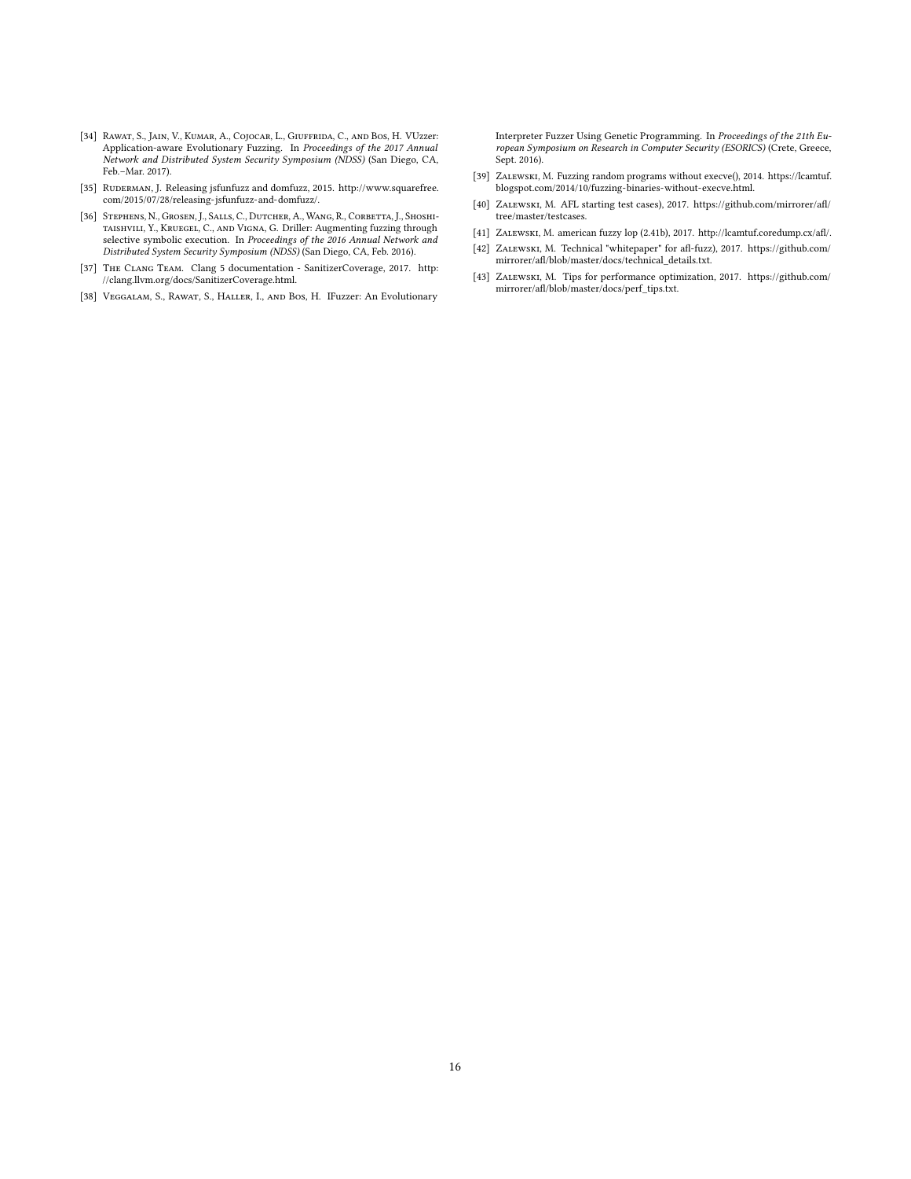[34] Rawat, S., Jain, V., Kumar, A., Cojocar, L., Giuffrida, C., and Bos, H. VUzzer: Application-aware Evolutionary Fuzzing. In *Proceedings of the 2017 Annual Network and Distributed System Security Symposium (NDSS)* (San Diego, CA, Feb.–Mar. 2017).

[35] Ruderman, J. Releasing jsfunfuzz and domfuzz, 2015. http://www.squarefree.com/2015/07/28/releasing-jsfunfuzz-and-domfuzz/.

[36] Stephens, N., Grosen, J., Salls, C., Dutcher, A., Wang, R., Corbetta, J., Shoshitaishvili, Y., Kruegel, C., and Vigna, G. Driller: Augmenting fuzzing through selective symbolic execution. In *Proceedings of the 2016 Annual Network and Distributed System Security Symposium (NDSS)* (San Diego, CA, Feb. 2016).

[37] The Clang Team. Clang 5 documentation - SanitizerCoverage, 2017. http://clang.llvm.org/docs/SanitizerCoverage.html.

[38] Veggalam, S., Rawat, S., Haller, I., and Bos, H. IFuzzer: An Evolutionary Interpreter Fuzzer Using Genetic Programming. In *Proceedings of the 21th European Symposium on Research in Computer Security (ESORICS)* (Crete, Greece, Sept. 2016).

[39] Zalewski, M. Fuzzing random programs without execve(), 2014. https://lcamtuf.blogspot.com/2014/10/fuzzing-binaries-without-execve.html.

[40] Zalewski, M. AFL starting test cases), 2017. https://github.com/mirrorer/afl/tree/master/testcases.

[41] Zalewski, M. american fuzzy lop (2.41b), 2017. http://lcamtuf.coredump.cx/afl/.

[42] Zalewski, M. Technical "whitepaper" for afl-fuzz), 2017. https://github.com/mirrorer/afl/blob/master/docs/technical_details.txt.

[43] Zalewski, M. Tips for performance optimization, 2017. https://github.com/mirrorer/afl/blob/master/docs/perf_tips.txt.